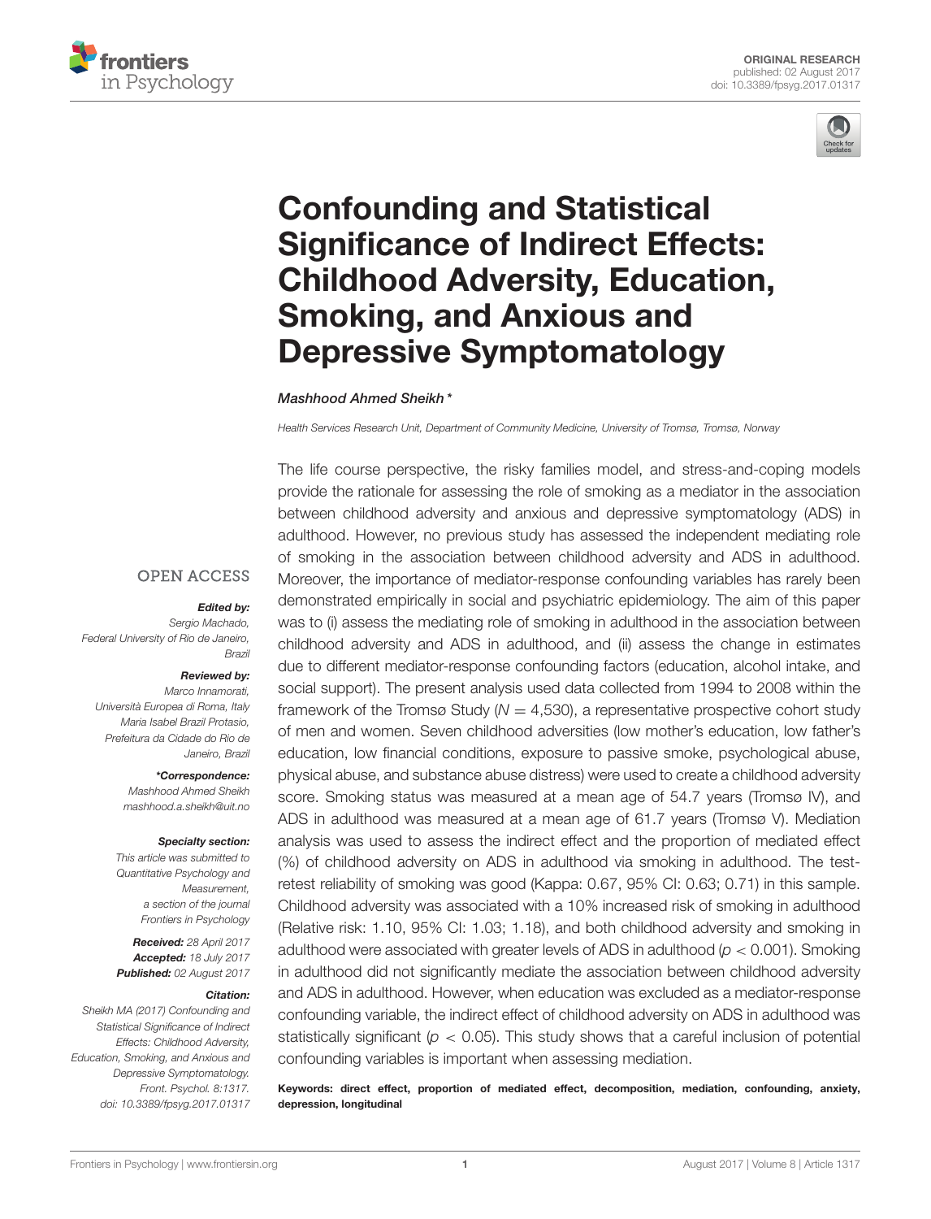ORIGINAL RESEARCH
published: 02 August 2017
doi: 10.3389/fpsyg.2017.01317

# Confounding and Statistical Significance of Indirect Effects: Childhood Adversity, Education, Smoking, and Anxious and Depressive Symptomatology

*Mashhood Ahmed Sheikh\**

*Health Services Research Unit, Department of Community Medicine, University of Tromsø, Tromsø, Norway*

OPEN ACCESS

***Edited by:***
*Sergio Machado,*
*Federal University of Rio de Janeiro, Brazil*

***Reviewed by:***
*Marco Innamorati,*
*Università Europea di Roma, Italy*
*Maria Isabel Brazil Protasio,*
*Prefeitura da Cidade do Rio de Janeiro, Brazil*

***\*Correspondence:***
*Mashhood Ahmed Sheikh*
*mashhood.a.sheikh@uit.no*

***Specialty section:***
*This article was submitted to Quantitative Psychology and Measurement, a section of the journal Frontiers in Psychology*

***Received:*** *28 April 2017*
***Accepted:*** *18 July 2017*
***Published:*** *02 August 2017*

***Citation:***
*Sheikh MA (2017) Confounding and Statistical Significance of Indirect Effects: Childhood Adversity, Education, Smoking, and Anxious and Depressive Symptomatology. Front. Psychol. 8:1317. doi: 10.3389/fpsyg.2017.01317*

The life course perspective, the risky families model, and stress-and-coping models provide the rationale for assessing the role of smoking as a mediator in the association between childhood adversity and anxious and depressive symptomatology (ADS) in adulthood. However, no previous study has assessed the independent mediating role of smoking in the association between childhood adversity and ADS in adulthood. Moreover, the importance of mediator-response confounding variables has rarely been demonstrated empirically in social and psychiatric epidemiology. The aim of this paper was to (i) assess the mediating role of smoking in adulthood in the association between childhood adversity and ADS in adulthood, and (ii) assess the change in estimates due to different mediator-response confounding factors (education, alcohol intake, and social support). The present analysis used data collected from 1994 to 2008 within the framework of the Tromsø Study ($N = 4,530$), a representative prospective cohort study of men and women. Seven childhood adversities (low mother's education, low father's education, low financial conditions, exposure to passive smoke, psychological abuse, physical abuse, and substance abuse distress) were used to create a childhood adversity score. Smoking status was measured at a mean age of 54.7 years (Tromsø IV), and ADS in adulthood was measured at a mean age of 61.7 years (Tromsø V). Mediation analysis was used to assess the indirect effect and the proportion of mediated effect (%) of childhood adversity on ADS in adulthood via smoking in adulthood. The test-retest reliability of smoking was good (Kappa: 0.67, 95% CI: 0.63; 0.71) in this sample. Childhood adversity was associated with a 10% increased risk of smoking in adulthood (Relative risk: 1.10, 95% CI: 1.03; 1.18), and both childhood adversity and smoking in adulthood were associated with greater levels of ADS in adulthood ($p < 0.001$). Smoking in adulthood did not significantly mediate the association between childhood adversity and ADS in adulthood. However, when education was excluded as a mediator-response confounding variable, the indirect effect of childhood adversity on ADS in adulthood was statistically significant ($p < 0.05$). This study shows that a careful inclusion of potential confounding variables is important when assessing mediation.

**Keywords: direct effect, proportion of mediated effect, decomposition, mediation, confounding, anxiety, depression, longitudinal**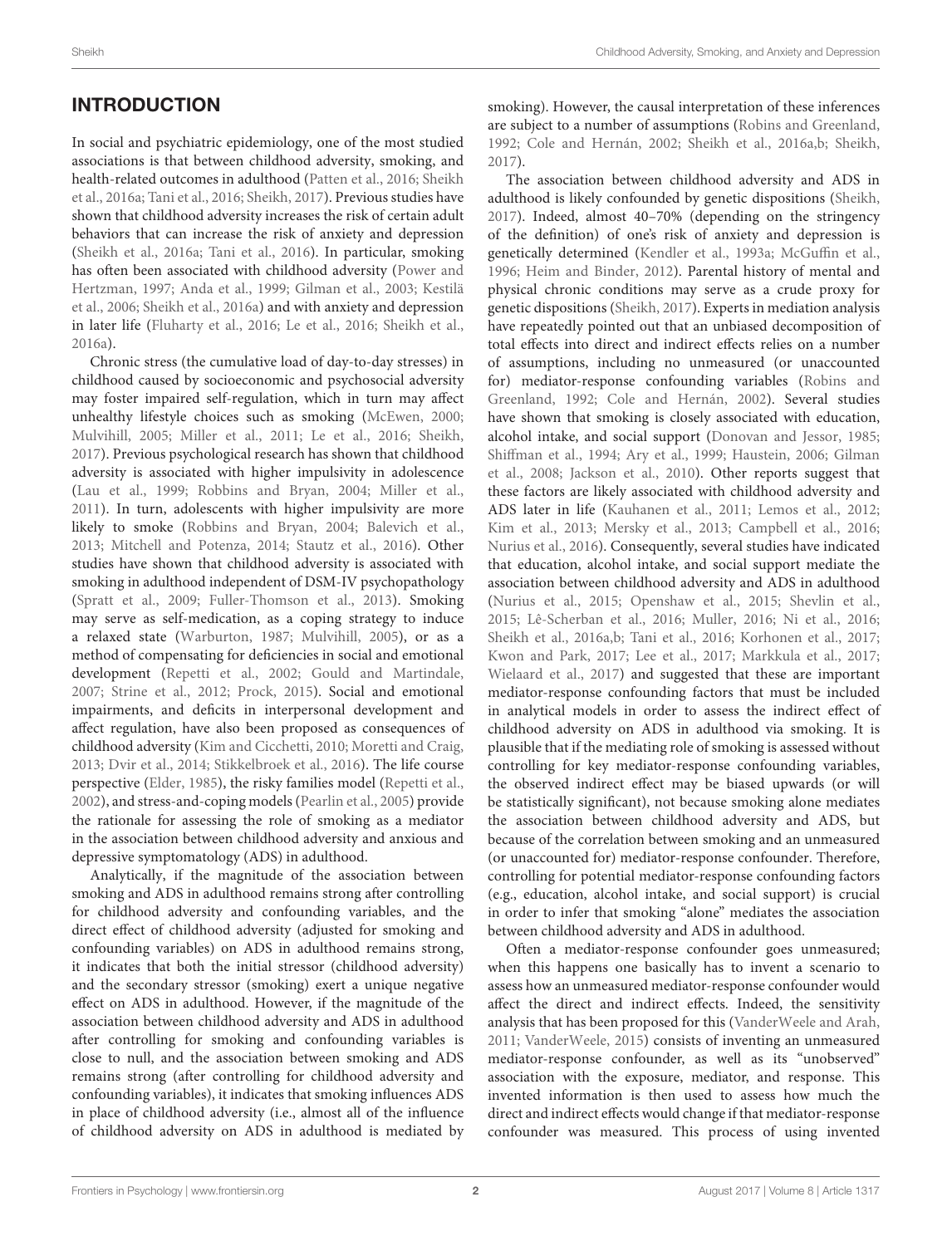## INTRODUCTION

In social and psychiatric epidemiology, one of the most studied associations is that between childhood adversity, smoking, and health-related outcomes in adulthood (Patten et al., 2016; Sheikh et al., 2016a; Tani et al., 2016; Sheikh, 2017). Previous studies have shown that childhood adversity increases the risk of certain adult behaviors that can increase the risk of anxiety and depression (Sheikh et al., 2016a; Tani et al., 2016). In particular, smoking has often been associated with childhood adversity (Power and Hertzman, 1997; Anda et al., 1999; Gilman et al., 2003; Kestilä et al., 2006; Sheikh et al., 2016a) and with anxiety and depression in later life (Fluharty et al., 2016; Le et al., 2016; Sheikh et al., 2016a).

Chronic stress (the cumulative load of day-to-day stresses) in childhood caused by socioeconomic and psychosocial adversity may foster impaired self-regulation, which in turn may affect unhealthy lifestyle choices such as smoking (McEwen, 2000; Mulvihill, 2005; Miller et al., 2011; Le et al., 2016; Sheikh, 2017). Previous psychological research has shown that childhood adversity is associated with higher impulsivity in adolescence (Lau et al., 1999; Robbins and Bryan, 2004; Miller et al., 2011). In turn, adolescents with higher impulsivity are more likely to smoke (Robbins and Bryan, 2004; Balevich et al., 2013; Mitchell and Potenza, 2014; Stautz et al., 2016). Other studies have shown that childhood adversity is associated with smoking in adulthood independent of DSM-IV psychopathology (Spratt et al., 2009; Fuller-Thomson et al., 2013). Smoking may serve as self-medication, as a coping strategy to induce a relaxed state (Warburton, 1987; Mulvihill, 2005), or as a method of compensating for deficiencies in social and emotional development (Repetti et al., 2002; Gould and Martindale, 2007; Strine et al., 2012; Prock, 2015). Social and emotional impairments, and deficits in interpersonal development and affect regulation, have also been proposed as consequences of childhood adversity (Kim and Cicchetti, 2010; Moretti and Craig, 2013; Dvir et al., 2014; Stikkelbroek et al., 2016). The life course perspective (Elder, 1985), the risky families model (Repetti et al., 2002), and stress-and-coping models (Pearlin et al., 2005) provide the rationale for assessing the role of smoking as a mediator in the association between childhood adversity and anxious and depressive symptomatology (ADS) in adulthood.

Analytically, if the magnitude of the association between smoking and ADS in adulthood remains strong after controlling for childhood adversity and confounding variables, and the direct effect of childhood adversity (adjusted for smoking and confounding variables) on ADS in adulthood remains strong, it indicates that both the initial stressor (childhood adversity) and the secondary stressor (smoking) exert a unique negative effect on ADS in adulthood. However, if the magnitude of the association between childhood adversity and ADS in adulthood after controlling for smoking and confounding variables is close to null, and the association between smoking and ADS remains strong (after controlling for childhood adversity and confounding variables), it indicates that smoking influences ADS in place of childhood adversity (i.e., almost all of the influence of childhood adversity on ADS in adulthood is mediated by smoking). However, the causal interpretation of these inferences are subject to a number of assumptions (Robins and Greenland, 1992; Cole and Hernán, 2002; Sheikh et al., 2016a,b; Sheikh, 2017).

The association between childhood adversity and ADS in adulthood is likely confounded by genetic dispositions (Sheikh, 2017). Indeed, almost 40–70% (depending on the stringency of the definition) of one's risk of anxiety and depression is genetically determined (Kendler et al., 1993a; McGuffin et al., 1996; Heim and Binder, 2012). Parental history of mental and physical chronic conditions may serve as a crude proxy for genetic dispositions (Sheikh, 2017). Experts in mediation analysis have repeatedly pointed out that an unbiased decomposition of total effects into direct and indirect effects relies on a number of assumptions, including no unmeasured (or unaccounted for) mediator-response confounding variables (Robins and Greenland, 1992; Cole and Hernán, 2002). Several studies have shown that smoking is closely associated with education, alcohol intake, and social support (Donovan and Jessor, 1985; Shiffman et al., 1994; Ary et al., 1999; Haustein, 2006; Gilman et al., 2008; Jackson et al., 2010). Other reports suggest that these factors are likely associated with childhood adversity and ADS later in life (Kauhanen et al., 2011; Lemos et al., 2012; Kim et al., 2013; Mersky et al., 2013; Campbell et al., 2016; Nurius et al., 2016). Consequently, several studies have indicated that education, alcohol intake, and social support mediate the association between childhood adversity and ADS in adulthood (Nurius et al., 2015; Openshaw et al., 2015; Shevlin et al., 2015; Lê-Scherban et al., 2016; Muller, 2016; Ni et al., 2016; Sheikh et al., 2016a,b; Tani et al., 2016; Korhonen et al., 2017; Kwon and Park, 2017; Lee et al., 2017; Markkula et al., 2017; Wielaard et al., 2017) and suggested that these are important mediator-response confounding factors that must be included in analytical models in order to assess the indirect effect of childhood adversity on ADS in adulthood via smoking. It is plausible that if the mediating role of smoking is assessed without controlling for key mediator-response confounding variables, the observed indirect effect may be biased upwards (or will be statistically significant), not because smoking alone mediates the association between childhood adversity and ADS, but because of the correlation between smoking and an unmeasured (or unaccounted for) mediator-response confounder. Therefore, controlling for potential mediator-response confounding factors (e.g., education, alcohol intake, and social support) is crucial in order to infer that smoking "alone" mediates the association between childhood adversity and ADS in adulthood.

Often a mediator-response confounder goes unmeasured; when this happens one basically has to invent a scenario to assess how an unmeasured mediator-response confounder would affect the direct and indirect effects. Indeed, the sensitivity analysis that has been proposed for this (VanderWeele and Arah, 2011; VanderWeele, 2015) consists of inventing an unmeasured mediator-response confounder, as well as its "unobserved" association with the exposure, mediator, and response. This invented information is then used to assess how much the direct and indirect effects would change if that mediator-response confounder was measured. This process of using invented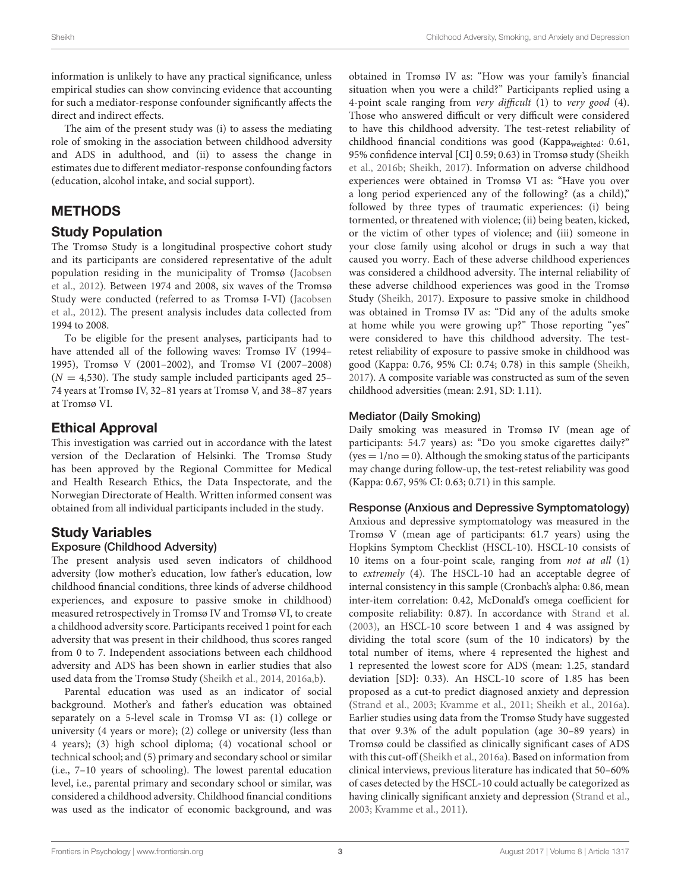information is unlikely to have any practical significance, unless empirical studies can show convincing evidence that accounting for such a mediator-response confounder significantly affects the direct and indirect effects.

The aim of the present study was (i) to assess the mediating role of smoking in the association between childhood adversity and ADS in adulthood, and (ii) to assess the change in estimates due to different mediator-response confounding factors (education, alcohol intake, and social support).

## METHODS

### Study Population

The Tromsø Study is a longitudinal prospective cohort study and its participants are considered representative of the adult population residing in the municipality of Tromsø (Jacobsen et al., 2012). Between 1974 and 2008, six waves of the Tromsø Study were conducted (referred to as Tromsø I-VI) (Jacobsen et al., 2012). The present analysis includes data collected from 1994 to 2008.

To be eligible for the present analyses, participants had to have attended all of the following waves: Tromsø IV (1994–1995), Tromsø V (2001–2002), and Tromsø VI (2007–2008) ($N = 4,530$). The study sample included participants aged 25–74 years at Tromsø IV, 32–81 years at Tromsø V, and 38–87 years at Tromsø VI.

### Ethical Approval

This investigation was carried out in accordance with the latest version of the Declaration of Helsinki. The Tromsø Study has been approved by the Regional Committee for Medical and Health Research Ethics, the Data Inspectorate, and the Norwegian Directorate of Health. Written informed consent was obtained from all individual participants included in the study.

### Study Variables

#### Exposure (Childhood Adversity)

The present analysis used seven indicators of childhood adversity (low mother's education, low father's education, low childhood financial conditions, three kinds of adverse childhood experiences, and exposure to passive smoke in childhood) measured retrospectively in Tromsø IV and Tromsø VI, to create a childhood adversity score. Participants received 1 point for each adversity that was present in their childhood, thus scores ranged from 0 to 7. Independent associations between each childhood adversity and ADS has been shown in earlier studies that also used data from the Tromsø Study (Sheikh et al., 2014, 2016a,b).

Parental education was used as an indicator of social background. Mother's and father's education was obtained separately on a 5-level scale in Tromsø VI as: (1) college or university (4 years or more); (2) college or university (less than 4 years); (3) high school diploma; (4) vocational school or technical school; and (5) primary and secondary school or similar (i.e., 7–10 years of schooling). The lowest parental education level, i.e., parental primary and secondary school or similar, was considered a childhood adversity. Childhood financial conditions was used as the indicator of economic background, and was obtained in Tromsø IV as: "How was your family's financial situation when you were a child?" Participants replied using a 4-point scale ranging from *very difficult* (1) to *very good* (4). Those who answered difficult or very difficult were considered to have this childhood adversity. The test-retest reliability of childhood financial conditions was good ($\text{Kappa}_{\text{weighted}}$: 0.61, 95% confidence interval [CI] 0.59; 0.63) in Tromsø study (Sheikh et al., 2016b; Sheikh, 2017). Information on adverse childhood experiences were obtained in Tromsø VI as: "Have you over a long period experienced any of the following? (as a child)," followed by three types of traumatic experiences: (i) being tormented, or threatened with violence; (ii) being beaten, kicked, or the victim of other types of violence; and (iii) someone in your close family using alcohol or drugs in such a way that caused you worry. Each of these adverse childhood experiences was considered a childhood adversity. The internal reliability of these adverse childhood experiences was good in the Tromsø Study (Sheikh, 2017). Exposure to passive smoke in childhood was obtained in Tromsø IV as: "Did any of the adults smoke at home while you were growing up?" Those reporting "yes" were considered to have this childhood adversity. The test-retest reliability of exposure to passive smoke in childhood was good (Kappa: 0.76, 95% CI: 0.74; 0.78) in this sample (Sheikh, 2017). A composite variable was constructed as sum of the seven childhood adversities (mean: 2.91, SD: 1.11).

#### Mediator (Daily Smoking)

Daily smoking was measured in Tromsø IV (mean age of participants: 54.7 years) as: "Do you smoke cigarettes daily?" (yes = 1/no = 0). Although the smoking status of the participants may change during follow-up, the test-retest reliability was good (Kappa: 0.67, 95% CI: 0.63; 0.71) in this sample.

#### Response (Anxious and Depressive Symptomatology)

Anxious and depressive symptomatology was measured in the Tromsø V (mean age of participants: 61.7 years) using the Hopkins Symptom Checklist (HSCL-10). HSCL-10 consists of 10 items on a four-point scale, ranging from *not at all* (1) to *extremely* (4). The HSCL-10 had an acceptable degree of internal consistency in this sample (Cronbach's alpha: 0.86, mean inter-item correlation: 0.42, McDonald's omega coefficient for composite reliability: 0.87). In accordance with Strand et al. (2003), an HSCL-10 score between 1 and 4 was assigned by dividing the total score (sum of the 10 indicators) by the total number of items, where 4 represented the highest and 1 represented the lowest score for ADS (mean: 1.25, standard deviation [SD]: 0.33). An HSCL-10 score of 1.85 has been proposed as a cut-to predict diagnosed anxiety and depression (Strand et al., 2003; Kvamme et al., 2011; Sheikh et al., 2016a). Earlier studies using data from the Tromsø Study have suggested that over 9.3% of the adult population (age 30–89 years) in Tromsø could be classified as clinically significant cases of ADS with this cut-off (Sheikh et al., 2016a). Based on information from clinical interviews, previous literature has indicated that 50–60% of cases detected by the HSCL-10 could actually be categorized as having clinically significant anxiety and depression (Strand et al., 2003; Kvamme et al., 2011).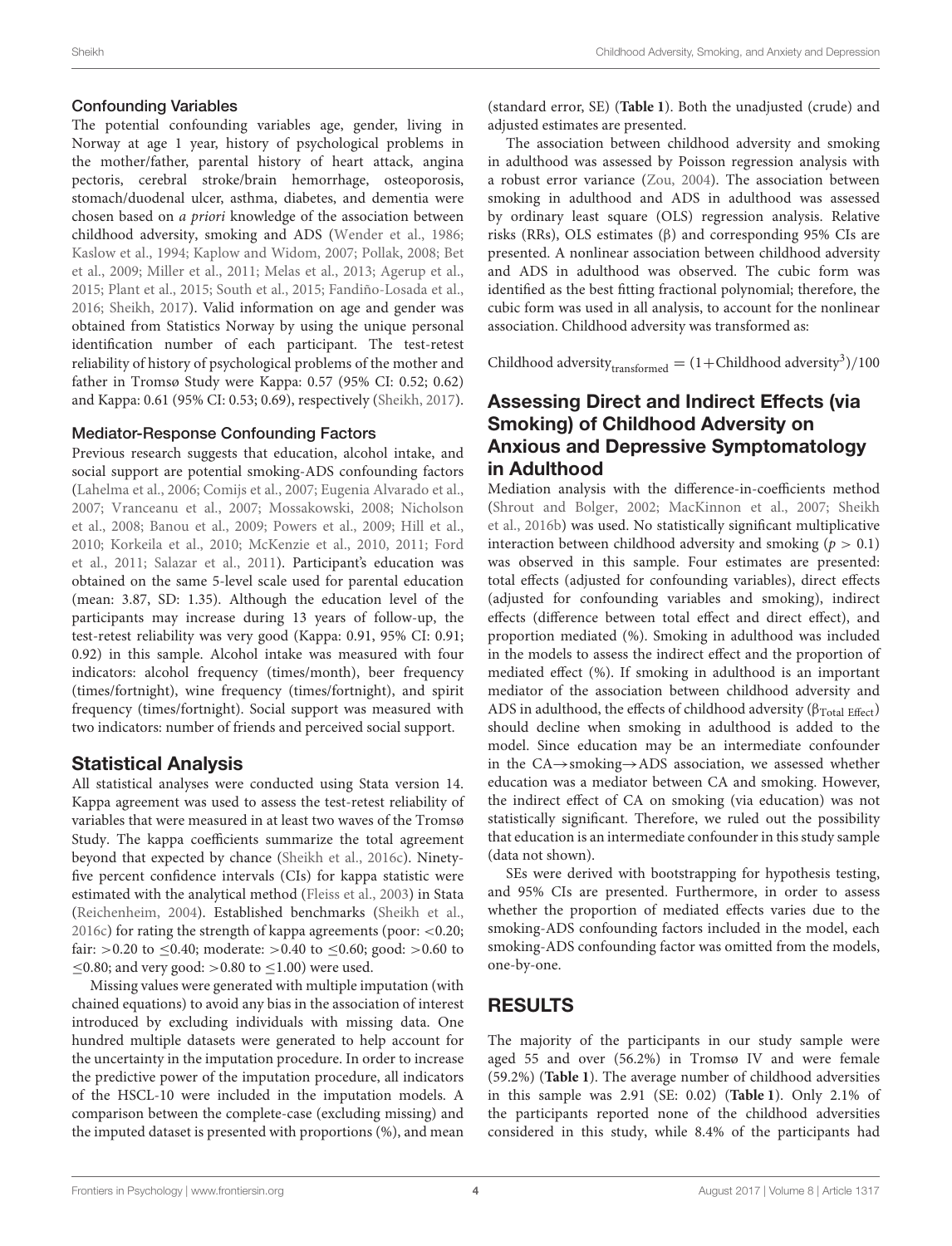### Confounding Variables

The potential confounding variables age, gender, living in Norway at age 1 year, history of psychological problems in the mother/father, parental history of heart attack, angina pectoris, cerebral stroke/brain hemorrhage, osteoporosis, stomach/duodenal ulcer, asthma, diabetes, and dementia were chosen based on *a priori* knowledge of the association between childhood adversity, smoking and ADS (Wender et al., 1986; Kaslow et al., 1994; Kaplow and Widom, 2007; Pollak, 2008; Bet et al., 2009; Miller et al., 2011; Melas et al., 2013; Agerup et al., 2015; Plant et al., 2015; South et al., 2015; Fandiño-Losada et al., 2016; Sheikh, 2017). Valid information on age and gender was obtained from Statistics Norway by using the unique personal identification number of each participant. The test-retest reliability of history of psychological problems of the mother and father in Tromsø Study were Kappa: 0.57 (95% CI: 0.52; 0.62) and Kappa: 0.61 (95% CI: 0.53; 0.69), respectively (Sheikh, 2017).

### Mediator-Response Confounding Factors

Previous research suggests that education, alcohol intake, and social support are potential smoking-ADS confounding factors (Lahelma et al., 2006; Comijs et al., 2007; Eugenia Alvarado et al., 2007; Vranceanu et al., 2007; Mossakowski, 2008; Nicholson et al., 2008; Banou et al., 2009; Powers et al., 2009; Hill et al., 2010; Korkeila et al., 2010; McKenzie et al., 2010, 2011; Ford et al., 2011; Salazar et al., 2011). Participant's education was obtained on the same 5-level scale used for parental education (mean: 3.87, SD: 1.35). Although the education level of the participants may increase during 13 years of follow-up, the test-retest reliability was very good (Kappa: 0.91, 95% CI: 0.91; 0.92) in this sample. Alcohol intake was measured with four indicators: alcohol frequency (times/month), beer frequency (times/fortnight), wine frequency (times/fortnight), and spirit frequency (times/fortnight). Social support was measured with two indicators: number of friends and perceived social support.

## Statistical Analysis

All statistical analyses were conducted using Stata version 14. Kappa agreement was used to assess the test-retest reliability of variables that were measured in at least two waves of the Tromsø Study. The kappa coefficients summarize the total agreement beyond that expected by chance (Sheikh et al., 2016c). Ninety-five percent confidence intervals (CIs) for kappa statistic were estimated with the analytical method (Fleiss et al., 2003) in Stata (Reichenheim, 2004). Established benchmarks (Sheikh et al., 2016c) for rating the strength of kappa agreements (poor: $<0.20$; fair: $>0.20$ to $\leq 0.40$; moderate: $>0.40$ to $\leq 0.60$; good: $>0.60$ to $\leq 0.80$; and very good: $>0.80$ to $\leq 1.00$) were used.

Missing values were generated with multiple imputation (with chained equations) to avoid any bias in the association of interest introduced by excluding individuals with missing data. One hundred multiple datasets were generated to help account for the uncertainty in the imputation procedure. In order to increase the predictive power of the imputation procedure, all indicators of the HSCL-10 were included in the imputation models. A comparison between the complete-case (excluding missing) and the imputed dataset is presented with proportions (%), and mean (standard error, SE) (**Table 1**). Both the unadjusted (crude) and adjusted estimates are presented.

The association between childhood adversity and smoking in adulthood was assessed by Poisson regression analysis with a robust error variance (Zou, 2004). The association between smoking in adulthood and ADS in adulthood was assessed by ordinary least square (OLS) regression analysis. Relative risks (RRs), OLS estimates ($\beta$) and corresponding 95% CIs are presented. A nonlinear association between childhood adversity and ADS in adulthood was observed. The cubic form was identified as the best fitting fractional polynomial; therefore, the cubic form was used in all analysis, to account for the nonlinear association. Childhood adversity was transformed as:

$$\text{Childhood adversity}_{\text{transformed}} = (1 + \text{Childhood adversity}^3)/100$$

## Assessing Direct and Indirect Effects (via Smoking) of Childhood Adversity on Anxious and Depressive Symptomatology in Adulthood

Mediation analysis with the difference-in-coefficients method (Shrout and Bolger, 2002; MacKinnon et al., 2007; Sheikh et al., 2016b) was used. No statistically significant multiplicative interaction between childhood adversity and smoking ($p > 0.1$) was observed in this sample. Four estimates are presented: total effects (adjusted for confounding variables), direct effects (adjusted for confounding variables and smoking), indirect effects (difference between total effect and direct effect), and proportion mediated (%). Smoking in adulthood was included in the models to assess the indirect effect and the proportion of mediated effect (%). If smoking in adulthood is an important mediator of the association between childhood adversity and ADS in adulthood, the effects of childhood adversity ($\beta_{\text{Total Effect}}$) should decline when smoking in adulthood is added to the model. Since education may be an intermediate confounder in the CA$\rightarrow$smoking$\rightarrow$ADS association, we assessed whether education was a mediator between CA and smoking. However, the indirect effect of CA on smoking (via education) was not statistically significant. Therefore, we ruled out the possibility that education is an intermediate confounder in this study sample (data not shown).

SEs were derived with bootstrapping for hypothesis testing, and 95% CIs are presented. Furthermore, in order to assess whether the proportion of mediated effects varies due to the smoking-ADS confounding factors included in the model, each smoking-ADS confounding factor was omitted from the models, one-by-one.

# RESULTS

The majority of the participants in our study sample were aged 55 and over (56.2%) in Tromsø IV and were female (59.2%) (**Table 1**). The average number of childhood adversities in this sample was 2.91 (SE: 0.02) (**Table 1**). Only 2.1% of the participants reported none of the childhood adversities considered in this study, while 8.4% of the participants had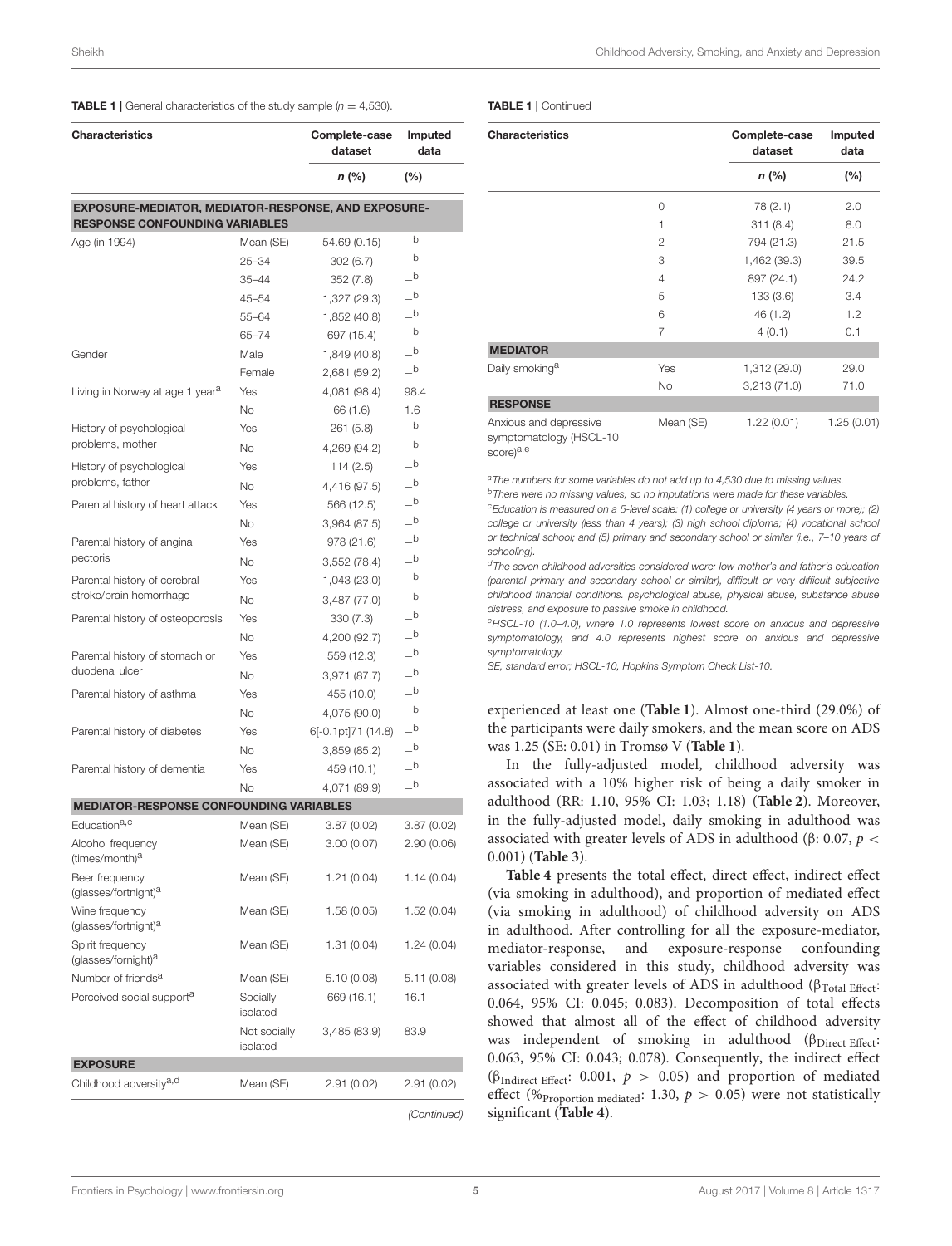**TABLE 1 |** General characteristics of the study sample ($n = 4{,}530$).

| Characteristics | | Complete-case dataset | Imputed data |
|---|---|---|---|
| | | *n* (%) | (%) |
| **EXPOSURE-MEDIATOR, MEDIATOR-RESPONSE, AND EXPOSURE-RESPONSE CONFOUNDING VARIABLES** | | | |
| Age (in 1994) | Mean (SE) | 54.69 (0.15) | –[b] |
| | 25–34 | 302 (6.7) | –[b] |
| | 35–44 | 352 (7.8) | –[b] |
| | 45–54 | 1,327 (29.3) | –[b] |
| | 55–64 | 1,852 (40.8) | –[b] |
| | 65–74 | 697 (15.4) | –[b] |
| Gender | Male | 1,849 (40.8) | –[b] |
| | Female | 2,681 (59.2) | –[b] |
| Living in Norway at age 1 year[a] | Yes | 4,081 (98.4) | 98.4 |
| | No | 66 (1.6) | 1.6 |
| History of psychological problems, mother | Yes | 261 (5.8) | –[b] |
| | No | 4,269 (94.2) | –[b] |
| History of psychological problems, father | Yes | 114 (2.5) | –[b] |
| | No | 4,416 (97.5) | –[b] |
| Parental history of heart attack | Yes | 566 (12.5) | –[b] |
| | No | 3,964 (87.5) | –[b] |
| Parental history of angina pectoris | Yes | 978 (21.6) | –[b] |
| | No | 3,552 (78.4) | –[b] |
| Parental history of cerebral stroke/brain hemorrhage | Yes | 1,043 (23.0) | –[b] |
| | No | 3,487 (77.0) | –[b] |
| Parental history of osteoporosis | Yes | 330 (7.3) | –[b] |
| | No | 4,200 (92.7) | –[b] |
| Parental history of stomach or duodenal ulcer | Yes | 559 (12.3) | –[b] |
| | No | 3,971 (87.7) | –[b] |
| Parental history of asthma | Yes | 455 (10.0) | –[b] |
| | No | 4,075 (90.0) | –[b] |
| Parental history of diabetes | Yes | 6[-0.1pt]71 (14.8) | –[b] |
| | No | 3,859 (85.2) | –[b] |
| Parental history of dementia | Yes | 459 (10.1) | –[b] |
| | No | 4,071 (89.9) | –[b] |
| **MEDIATOR-RESPONSE CONFOUNDING VARIABLES** | | | |
| Education[a,c] | Mean (SE) | 3.87 (0.02) | 3.87 (0.02) |
| Alcohol frequency (times/month)[a] | Mean (SE) | 3.00 (0.07) | 2.90 (0.06) |
| Beer frequency (glasses/fortnight)[a] | Mean (SE) | 1.21 (0.04) | 1.14 (0.04) |
| Wine frequency (glasses/fortnight)[a] | Mean (SE) | 1.58 (0.05) | 1.52 (0.04) |
| Spirit frequency (glasses/fornight)[a] | Mean (SE) | 1.31 (0.04) | 1.24 (0.04) |
| Number of friends[a] | Mean (SE) | 5.10 (0.08) | 5.11 (0.08) |
| Perceived social support[a] | Socially isolated | 669 (16.1) | 16.1 |
| | Not socially isolated | 3,485 (83.9) | 83.9 |
| **EXPOSURE** | | | |
| Childhood adversity[a,d] | Mean (SE) | 2.91 (0.02) | 2.91 (0.02) |
| | 0 | 78 (2.1) | 2.0 |
| | 1 | 311 (8.4) | 8.0 |
| | 2 | 794 (21.3) | 21.5 |
| | 3 | 1,462 (39.3) | 39.5 |
| | 4 | 897 (24.1) | 24.2 |
| | 5 | 133 (3.6) | 3.4 |
| | 6 | 46 (1.2) | 1.2 |
| | 7 | 4 (0.1) | 0.1 |
| **MEDIATOR** | | | |
| Daily smoking[a] | Yes | 1,312 (29.0) | 29.0 |
| | No | 3,213 (71.0) | 71.0 |
| **RESPONSE** | | | |
| Anxious and depressive symptomatology (HSCL-10 score)[a,e] | Mean (SE) | 1.22 (0.01) | 1.25 (0.01) |

[a]The numbers for some variables do not add up to 4,530 due to missing values.
[b]There were no missing values, so no imputations were made for these variables.
[c]Education is measured on a 5-level scale: (1) college or university (4 years or more); (2) college or university (less than 4 years); (3) high school diploma; (4) vocational school or technical school; and (5) primary and secondary school or similar (i.e., 7–10 years of schooling).
[d]The seven childhood adversities considered were: low mother's and father's education (parental primary and secondary school or similar), difficult or very difficult subjective childhood financial conditions. psychological abuse, physical abuse, substance abuse distress, and exposure to passive smoke in childhood.
[e]HSCL-10 (1.0–4.0), where 1.0 represents lowest score on anxious and depressive symptomatology, and 4.0 represents highest score on anxious and depressive symptomatology.
SE, standard error; HSCL-10, Hopkins Symptom Check List-10.

experienced at least one (**Table 1**). Almost one-third (29.0%) of the participants were daily smokers, and the mean score on ADS was 1.25 (SE: 0.01) in Tromsø V (**Table 1**).

In the fully-adjusted model, childhood adversity was associated with a 10% higher risk of being a daily smoker in adulthood (RR: 1.10, 95% CI: 1.03; 1.18) (**Table 2**). Moreover, in the fully-adjusted model, daily smoking in adulthood was associated with greater levels of ADS in adulthood (β: 0.07, $p < 0.001$) (**Table 3**).

**Table 4** presents the total effect, direct effect, indirect effect (via smoking in adulthood), and proportion of mediated effect (via smoking in adulthood) of childhood adversity on ADS in adulthood. After controlling for all the exposure-mediator, mediator-response, and exposure-response confounding variables considered in this study, childhood adversity was associated with greater levels of ADS in adulthood ($\beta_{\text{Total Effect}}$: 0.064, 95% CI: 0.045; 0.083). Decomposition of total effects showed that almost all of the effect of childhood adversity was independent of smoking in adulthood ($\beta_{\text{Direct Effect}}$: 0.063, 95% CI: 0.043; 0.078). Consequently, the indirect effect ($\beta_{\text{Indirect Effect}}$: 0.001, $p > 0.05$) and proportion of mediated effect ($\%_{\text{Proportion mediated}}$: 1.30, $p > 0.05$) were not statistically significant (**Table 4**).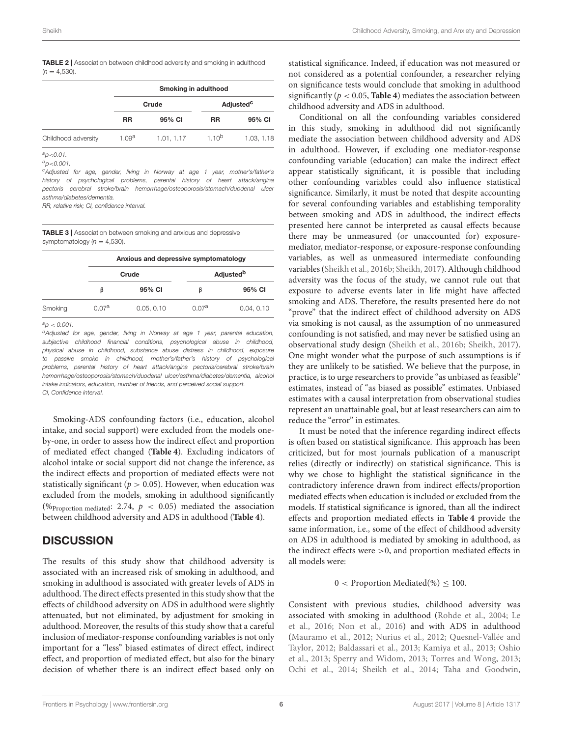**TABLE 2 |** Association between childhood adversity and smoking in adulthood ($n$ = 4,530).

| | Smoking in adulthood | | | |
|---|---|---|---|---|
| | Crude | | Adjusted[c] | |
| | RR | 95% CI | RR | 95% CI |
| Childhood adversity | 1.09[a] | 1.01, 1.17 | 1.10[b] | 1.03, 1.18 |

[a]$p<0.01$.
[b]$p<0.001$.
[c]Adjusted for age, gender, living in Norway at age 1 year, mother's/father's history of psychological problems, parental history of heart attack/angina pectoris cerebral stroke/brain hemorrhage/osteoporosis/stomach/duodenal ulcer asthma/diabetes/dementia.
RR, relative risk; CI, confidence interval.

**TABLE 3 |** Association between smoking and anxious and depressive symptomatology ($n$ = 4,530).

| | Anxious and depressive symptomatology | | | |
|---|---|---|---|---|
| | Crude | | Adjusted[b] | |
| | β | 95% CI | β | 95% CI |
| Smoking | 0.07[a] | 0.05, 0.10 | 0.07[a] | 0.04, 0.10 |

[a]$p < 0.001$.
[b]Adjusted for age, gender, living in Norway at age 1 year, parental education, subjective childhood financial conditions, psychological abuse in childhood, physical abuse in childhood, substance abuse distress in childhood, exposure to passive smoke in childhood, mother's/father's history of psychological problems, parental history of heart attack/angina pectoris/cerebral stroke/brain hemorrhage/osteoporosis/stomach/duodenal ulcer/asthma/diabetes/dementia, alcohol intake indicators, education, number of friends, and perceived social support.
CI, Confidence interval.

Smoking-ADS confounding factors (i.e., education, alcohol intake, and social support) were excluded from the models one-by-one, in order to assess how the indirect effect and proportion of mediated effect changed (**Table 4**). Excluding indicators of alcohol intake or social support did not change the inference, as the indirect effects and proportion of mediated effects were not statistically significant ($p > 0.05$). However, when education was excluded from the models, smoking in adulthood significantly ($\%_{\text{Proportion mediated}}$: 2.74, $p < 0.05$) mediated the association between childhood adversity and ADS in adulthood (**Table 4**).

## DISCUSSION

The results of this study show that childhood adversity is associated with an increased risk of smoking in adulthood, and smoking in adulthood is associated with greater levels of ADS in adulthood. The direct effects presented in this study show that the effects of childhood adversity on ADS in adulthood were slightly attenuated, but not eliminated, by adjustment for smoking in adulthood. Moreover, the results of this study show that a careful inclusion of mediator-response confounding variables is not only important for a "less" biased estimates of direct effect, indirect effect, and proportion of mediated effect, but also for the binary decision of whether there is an indirect effect based only on statistical significance. Indeed, if education was not measured or not considered as a potential confounder, a researcher relying on significance tests would conclude that smoking in adulthood significantly ($p < 0.05$, **Table 4**) mediates the association between childhood adversity and ADS in adulthood.

Conditional on all the confounding variables considered in this study, smoking in adulthood did not significantly mediate the association between childhood adversity and ADS in adulthood. However, if excluding one mediator-response confounding variable (education) can make the indirect effect appear statistically significant, it is possible that including other confounding variables could also influence statistical significance. Similarly, it must be noted that despite accounting for several confounding variables and establishing temporality between smoking and ADS in adulthood, the indirect effects presented here cannot be interpreted as causal effects because there may be unmeasured (or unaccounted for) exposure-mediator, mediator-response, or exposure-response confounding variables, as well as unmeasured intermediate confounding variables (Sheikh et al., 2016b; Sheikh, 2017). Although childhood adversity was the focus of the study, we cannot rule out that exposure to adverse events later in life might have affected smoking and ADS. Therefore, the results presented here do not "prove" that the indirect effect of childhood adversity on ADS via smoking is not causal, as the assumption of no unmeasured confounding is not satisfied, and may never be satisfied using an observational study design (Sheikh et al., 2016b; Sheikh, 2017). One might wonder what the purpose of such assumptions is if they are unlikely to be satisfied. We believe that the purpose, in practice, is to urge researchers to provide "as unbiased as feasible" estimates, instead of "as biased as possible" estimates. Unbiased estimates with a causal interpretation from observational studies represent an unattainable goal, but at least researchers can aim to reduce the "error" in estimates.

It must be noted that the inference regarding indirect effects is often based on statistical significance. This approach has been criticized, but for most journals publication of a manuscript relies (directly or indirectly) on statistical significance. This is why we chose to highlight the statistical significance in the contradictory inference drawn from indirect effects/proportion mediated effects when education is included or excluded from the models. If statistical significance is ignored, than all the indirect effects and proportion mediated effects in **Table 4** provide the same information, i.e., some of the effect of childhood adversity on ADS in adulthood is mediated by smoking in adulthood, as the indirect effects were >0, and proportion mediated effects in all models were:

$$0 < \text{Proportion Mediated}(\%) \leq 100.$$

Consistent with previous studies, childhood adversity was associated with smoking in adulthood (Rohde et al., 2004; Le et al., 2016; Non et al., 2016) and with ADS in adulthood (Mauramo et al., 2012; Nurius et al., 2012; Quesnel-Vallée and Taylor, 2012; Baldassari et al., 2013; Kamiya et al., 2013; Oshio et al., 2013; Sperry and Widom, 2013; Torres and Wong, 2013; Ochi et al., 2014; Sheikh et al., 2014; Taha and Goodwin,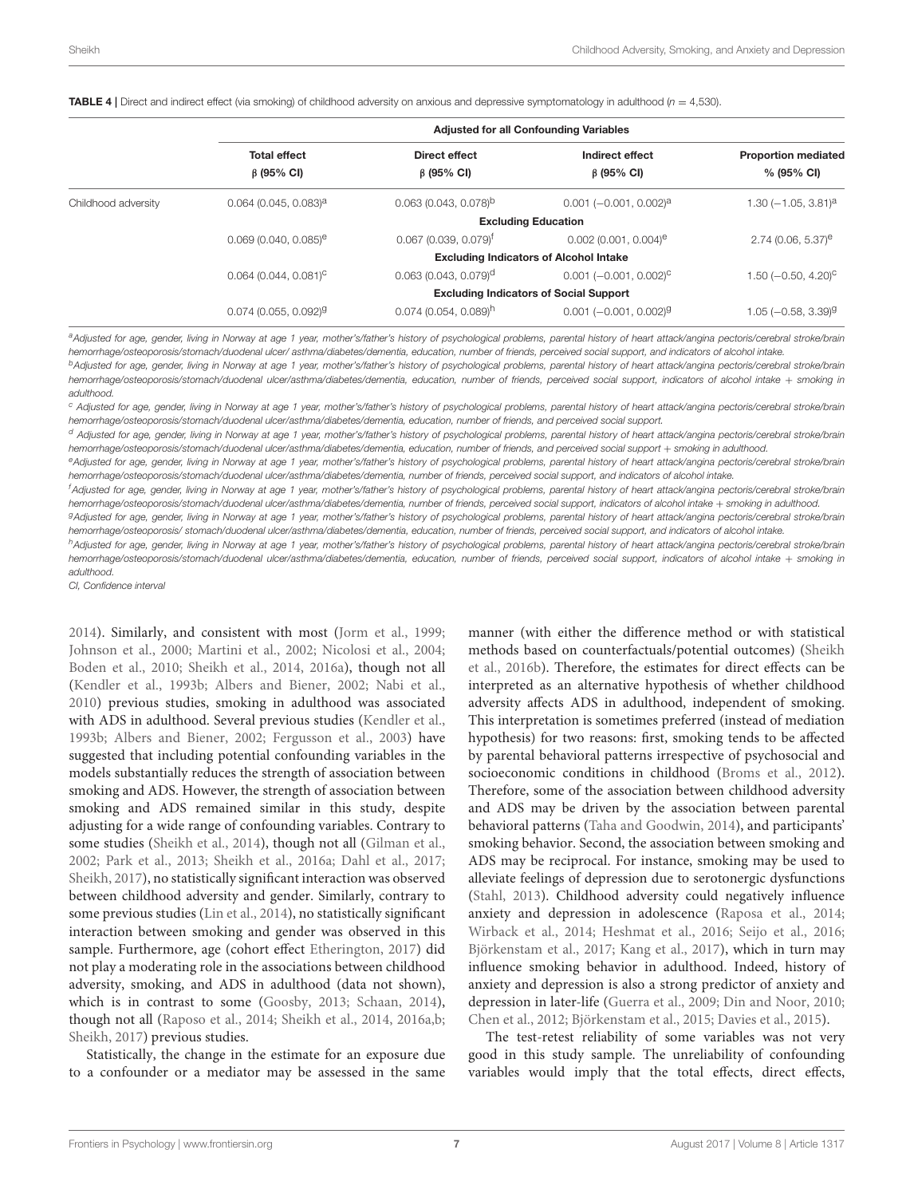**TABLE 4 |** Direct and indirect effect (via smoking) of childhood adversity on anxious and depressive symptomatology in adulthood ($n = 4{,}530$).

| | Adjusted for all Confounding Variables | | | |
|---|---|---|---|---|
| | **Total effect** β (95% CI) | **Direct effect** β (95% CI) | **Indirect effect** β (95% CI) | **Proportion mediated** % (95% CI) |
| Childhood adversity | 0.064 (0.045, 0.083)[a] | 0.063 (0.043, 0.078)[b] | 0.001 (−0.001, 0.002)[a] | 1.30 (−1.05, 3.81)[a] |
| | **Excluding Education** | | | |
| | 0.069 (0.040, 0.085)[e] | 0.067 (0.039, 0.079)[f] | 0.002 (0.001, 0.004)[e] | 2.74 (0.06, 5.37)[e] |
| | **Excluding Indicators of Alcohol Intake** | | | |
| | 0.064 (0.044, 0.081)[c] | 0.063 (0.043, 0.079)[d] | 0.001 (−0.001, 0.002)[c] | 1.50 (−0.50, 4.20)[c] |
| | **Excluding Indicators of Social Support** | | | |
| | 0.074 (0.055, 0.092)[g] | 0.074 (0.054, 0.089)[h] | 0.001 (−0.001, 0.002)[g] | 1.05 (−0.58, 3.39)[g] |

[a]*Adjusted for age, gender, living in Norway at age 1 year, mother's/father's history of psychological problems, parental history of heart attack/angina pectoris/cerebral stroke/brain hemorrhage/osteoporosis/stomach/duodenal ulcer/ asthma/diabetes/dementia, education, number of friends, perceived social support, and indicators of alcohol intake.*

[b]*Adjusted for age, gender, living in Norway at age 1 year, mother's/father's history of psychological problems, parental history of heart attack/angina pectoris/cerebral stroke/brain hemorrhage/osteoporosis/stomach/duodenal ulcer/asthma/diabetes/dementia, education, number of friends, perceived social support, indicators of alcohol intake + smoking in adulthood.*

[c] *Adjusted for age, gender, living in Norway at age 1 year, mother's/father's history of psychological problems, parental history of heart attack/angina pectoris/cerebral stroke/brain hemorrhage/osteoporosis/stomach/duodenal ulcer/asthma/diabetes/dementia, education, number of friends, and perceived social support.*

[d] *Adjusted for age, gender, living in Norway at age 1 year, mother's/father's history of psychological problems, parental history of heart attack/angina pectoris/cerebral stroke/brain hemorrhage/osteoporosis/stomach/duodenal ulcer/asthma/diabetes/dementia, education, number of friends, and perceived social support + smoking in adulthood.*

[e]*Adjusted for age, gender, living in Norway at age 1 year, mother's/father's history of psychological problems, parental history of heart attack/angina pectoris/cerebral stroke/brain hemorrhage/osteoporosis/stomach/duodenal ulcer/asthma/diabetes/dementia, number of friends, perceived social support, and indicators of alcohol intake.*

[f]*Adjusted for age, gender, living in Norway at age 1 year, mother's/father's history of psychological problems, parental history of heart attack/angina pectoris/cerebral stroke/brain hemorrhage/osteoporosis/stomach/duodenal ulcer/asthma/diabetes/dementia, number of friends, perceived social support, indicators of alcohol intake + smoking in adulthood.*

[g]*Adjusted for age, gender, living in Norway at age 1 year, mother's/father's history of psychological problems, parental history of heart attack/angina pectoris/cerebral stroke/brain hemorrhage/osteoporosis/ stomach/duodenal ulcer/asthma/diabetes/dementia, education, number of friends, perceived social support, and indicators of alcohol intake.*

[h]*Adjusted for age, gender, living in Norway at age 1 year, mother's/father's history of psychological problems, parental history of heart attack/angina pectoris/cerebral stroke/brain hemorrhage/osteoporosis/stomach/duodenal ulcer/asthma/diabetes/dementia, education, number of friends, perceived social support, indicators of alcohol intake + smoking in adulthood.*

*CI, Confidence interval*

2014). Similarly, and consistent with most (Jorm et al., 1999; Johnson et al., 2000; Martini et al., 2002; Nicolosi et al., 2004; Boden et al., 2010; Sheikh et al., 2014, 2016a), though not all (Kendler et al., 1993b; Albers and Biener, 2002; Nabi et al., 2010) previous studies, smoking in adulthood was associated with ADS in adulthood. Several previous studies (Kendler et al., 1993b; Albers and Biener, 2002; Fergusson et al., 2003) have suggested that including potential confounding variables in the models substantially reduces the strength of association between smoking and ADS. However, the strength of association between smoking and ADS remained similar in this study, despite adjusting for a wide range of confounding variables. Contrary to some studies (Sheikh et al., 2014), though not all (Gilman et al., 2002; Park et al., 2013; Sheikh et al., 2016a; Dahl et al., 2017; Sheikh, 2017), no statistically significant interaction was observed between childhood adversity and gender. Similarly, contrary to some previous studies (Lin et al., 2014), no statistically significant interaction between smoking and gender was observed in this sample. Furthermore, age (cohort effect Etherington, 2017) did not play a moderating role in the associations between childhood adversity, smoking, and ADS in adulthood (data not shown), which is in contrast to some (Goosby, 2013; Schaan, 2014), though not all (Raposo et al., 2014; Sheikh et al., 2014, 2016a,b; Sheikh, 2017) previous studies.

Statistically, the change in the estimate for an exposure due to a confounder or a mediator may be assessed in the same manner (with either the difference method or with statistical methods based on counterfactuals/potential outcomes) (Sheikh et al., 2016b). Therefore, the estimates for direct effects can be interpreted as an alternative hypothesis of whether childhood adversity affects ADS in adulthood, independent of smoking. This interpretation is sometimes preferred (instead of mediation hypothesis) for two reasons: first, smoking tends to be affected by parental behavioral patterns irrespective of psychosocial and socioeconomic conditions in childhood (Broms et al., 2012). Therefore, some of the association between childhood adversity and ADS may be driven by the association between parental behavioral patterns (Taha and Goodwin, 2014), and participants' smoking behavior. Second, the association between smoking and ADS may be reciprocal. For instance, smoking may be used to alleviate feelings of depression due to serotonergic dysfunctions (Stahl, 2013). Childhood adversity could negatively influence anxiety and depression in adolescence (Raposa et al., 2014; Wirback et al., 2014; Heshmat et al., 2016; Seijo et al., 2016; Björkenstam et al., 2017; Kang et al., 2017), which in turn may influence smoking behavior in adulthood. Indeed, history of anxiety and depression is also a strong predictor of anxiety and depression in later-life (Guerra et al., 2009; Din and Noor, 2010; Chen et al., 2012; Björkenstam et al., 2015; Davies et al., 2015).

The test-retest reliability of some variables was not very good in this study sample. The unreliability of confounding variables would imply that the total effects, direct effects,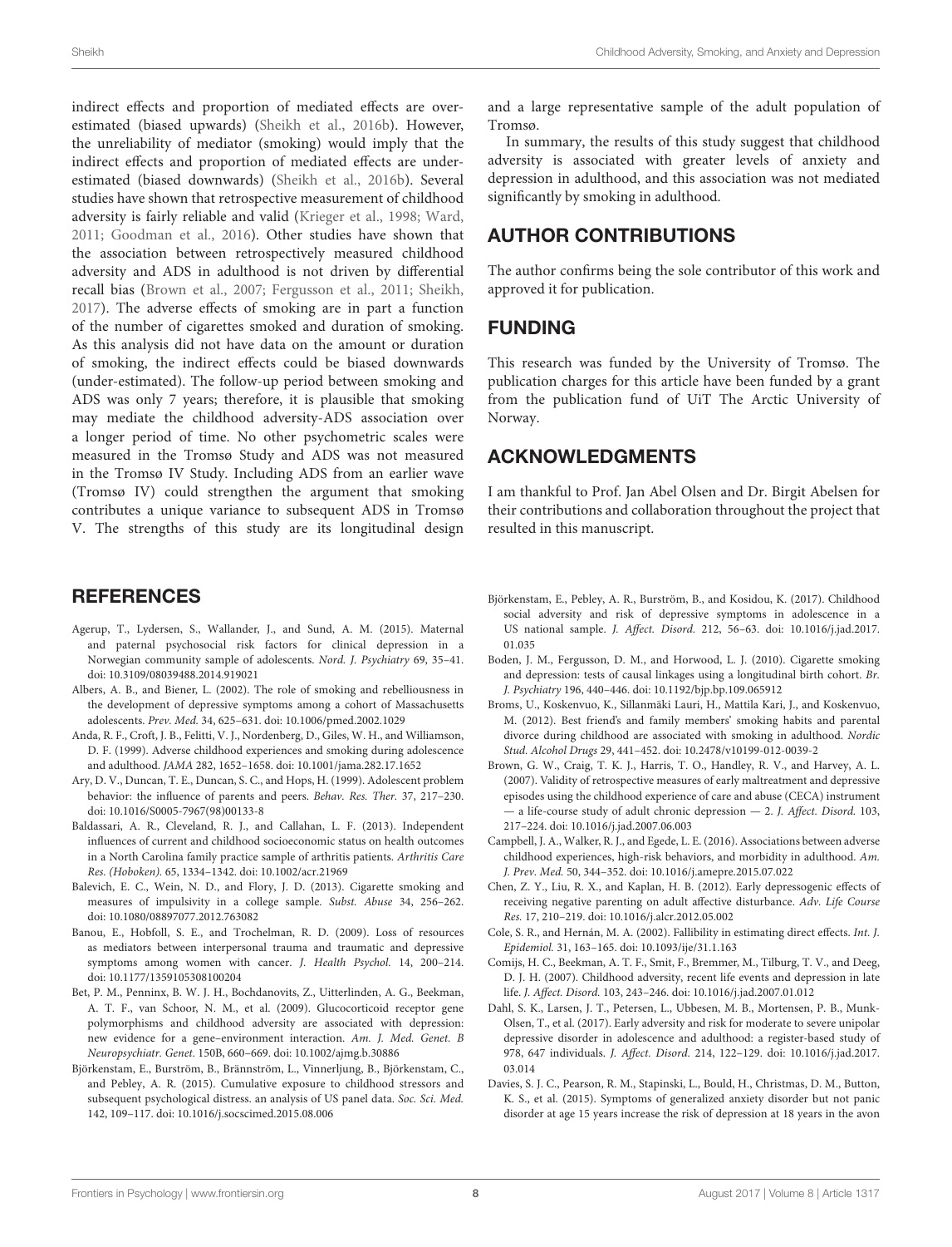indirect effects and proportion of mediated effects are overestimated (biased upwards) (Sheikh et al., 2016b). However, the unreliability of mediator (smoking) would imply that the indirect effects and proportion of mediated effects are underestimated (biased downwards) (Sheikh et al., 2016b). Several studies have shown that retrospective measurement of childhood adversity is fairly reliable and valid (Krieger et al., 1998; Ward, 2011; Goodman et al., 2016). Other studies have shown that the association between retrospectively measured childhood adversity and ADS in adulthood is not driven by differential recall bias (Brown et al., 2007; Fergusson et al., 2011; Sheikh, 2017). The adverse effects of smoking are in part a function of the number of cigarettes smoked and duration of smoking. As this analysis did not have data on the amount or duration of smoking, the indirect effects could be biased downwards (under-estimated). The follow-up period between smoking and ADS was only 7 years; therefore, it is plausible that smoking may mediate the childhood adversity-ADS association over a longer period of time. No other psychometric scales were measured in the Tromsø Study and ADS was not measured in the Tromsø IV Study. Including ADS from an earlier wave (Tromsø IV) could strengthen the argument that smoking contributes a unique variance to subsequent ADS in Tromsø V. The strengths of this study are its longitudinal design and a large representative sample of the adult population of Tromsø.

In summary, the results of this study suggest that childhood adversity is associated with greater levels of anxiety and depression in adulthood, and this association was not mediated significantly by smoking in adulthood.

## AUTHOR CONTRIBUTIONS

The author confirms being the sole contributor of this work and approved it for publication.

## FUNDING

This research was funded by the University of Tromsø. The publication charges for this article have been funded by a grant from the publication fund of UiT The Arctic University of Norway.

## ACKNOWLEDGMENTS

I am thankful to Prof. Jan Abel Olsen and Dr. Birgit Abelsen for their contributions and collaboration throughout the project that resulted in this manuscript.

## REFERENCES

Agerup, T., Lydersen, S., Wallander, J., and Sund, A. M. (2015). Maternal and paternal psychosocial risk factors for clinical depression in a Norwegian community sample of adolescents. *Nord. J. Psychiatry* 69, 35–41. doi: 10.3109/08039488.2014.919021

Albers, A. B., and Biener, L. (2002). The role of smoking and rebelliousness in the development of depressive symptoms among a cohort of Massachusetts adolescents. *Prev. Med.* 34, 625–631. doi: 10.1006/pmed.2002.1029

Anda, R. F., Croft, J. B., Felitti, V. J., Nordenberg, D., Giles, W. H., and Williamson, D. F. (1999). Adverse childhood experiences and smoking during adolescence and adulthood. *JAMA* 282, 1652–1658. doi: 10.1001/jama.282.17.1652

Ary, D. V., Duncan, T. E., Duncan, S. C., and Hops, H. (1999). Adolescent problem behavior: the influence of parents and peers. *Behav. Res. Ther.* 37, 217–230. doi: 10.1016/S0005-7967(98)00133-8

Baldassari, A. R., Cleveland, R. J., and Callahan, L. F. (2013). Independent influences of current and childhood socioeconomic status on health outcomes in a North Carolina family practice sample of arthritis patients. *Arthritis Care Res. (Hoboken).* 65, 1334–1342. doi: 10.1002/acr.21969

Balevich, E. C., Wein, N. D., and Flory, J. D. (2013). Cigarette smoking and measures of impulsivity in a college sample. *Subst. Abuse* 34, 256–262. doi: 10.1080/08897077.2012.763082

Banou, E., Hobfoll, S. E., and Trochelman, R. D. (2009). Loss of resources as mediators between interpersonal trauma and traumatic and depressive symptoms among women with cancer. *J. Health Psychol.* 14, 200–214. doi: 10.1177/1359105308100204

Bet, P. M., Penninx, B. W. J. H., Bochdanovits, Z., Uitterlinden, A. G., Beekman, A. T. F., van Schoor, N. M., et al. (2009). Glucocorticoid receptor gene polymorphisms and childhood adversity are associated with depression: new evidence for a gene–environment interaction. *Am. J. Med. Genet. B Neuropsychiatr. Genet.* 150B, 660–669. doi: 10.1002/ajmg.b.30886

Björkenstam, E., Burström, B., Brännström, L., Vinnerljung, B., Björkenstam, C., and Pebley, A. R. (2015). Cumulative exposure to childhood stressors and subsequent psychological distress. an analysis of US panel data. *Soc. Sci. Med.* 142, 109–117. doi: 10.1016/j.socscimed.2015.08.006

Björkenstam, E., Pebley, A. R., Burström, B., and Kosidou, K. (2017). Childhood social adversity and risk of depressive symptoms in adolescence in a US national sample. *J. Affect. Disord.* 212, 56–63. doi: 10.1016/j.jad.2017.01.035

Boden, J. M., Fergusson, D. M., and Horwood, L. J. (2010). Cigarette smoking and depression: tests of causal linkages using a longitudinal birth cohort. *Br. J. Psychiatry* 196, 440–446. doi: 10.1192/bjp.bp.109.065912

Broms, U., Koskenvuo, K., Sillanmäki Lauri, H., Mattila Kari, J., and Koskenvuo, M. (2012). Best friend's and family members' smoking habits and parental divorce during childhood are associated with smoking in adulthood. *Nordic Stud. Alcohol Drugs* 29, 441–452. doi: 10.2478/v10199-012-0039-2

Brown, G. W., Craig, T. K. J., Harris, T. O., Handley, R. V., and Harvey, A. L. (2007). Validity of retrospective measures of early maltreatment and depressive episodes using the childhood experience of care and abuse (CECA) instrument — a life-course study of adult chronic depression — 2. *J. Affect. Disord.* 103, 217–224. doi: 10.1016/j.jad.2007.06.003

Campbell, J. A., Walker, R. J., and Egede, L. E. (2016). Associations between adverse childhood experiences, high-risk behaviors, and morbidity in adulthood. *Am. J. Prev. Med.* 50, 344–352. doi: 10.1016/j.amepre.2015.07.022

Chen, Z. Y., Liu, R. X., and Kaplan, H. B. (2012). Early depressogenic effects of receiving negative parenting on adult affective disturbance. *Adv. Life Course Res.* 17, 210–219. doi: 10.1016/j.alcr.2012.05.002

Cole, S. R., and Hernán, M. A. (2002). Fallibility in estimating direct effects. *Int. J. Epidemiol.* 31, 163–165. doi: 10.1093/ije/31.1.163

Comijs, H. C., Beekman, A. T. F., Smit, F., Bremmer, M., Tilburg, T. V., and Deeg, D. J. H. (2007). Childhood adversity, recent life events and depression in late life. *J. Affect. Disord.* 103, 243–246. doi: 10.1016/j.jad.2007.01.012

Dahl, S. K., Larsen, J. T., Petersen, L., Ubbesen, M. B., Mortensen, P. B., Munk-Olsen, T., et al. (2017). Early adversity and risk for moderate to severe unipolar depressive disorder in adolescence and adulthood: a register-based study of 978, 647 individuals. *J. Affect. Disord.* 214, 122–129. doi: 10.1016/j.jad.2017.03.014

Davies, S. J. C., Pearson, R. M., Stapinski, L., Bould, H., Christmas, D. M., Button, K. S., et al. (2015). Symptoms of generalized anxiety disorder but not panic disorder at age 15 years increase the risk of depression at 18 years in the avon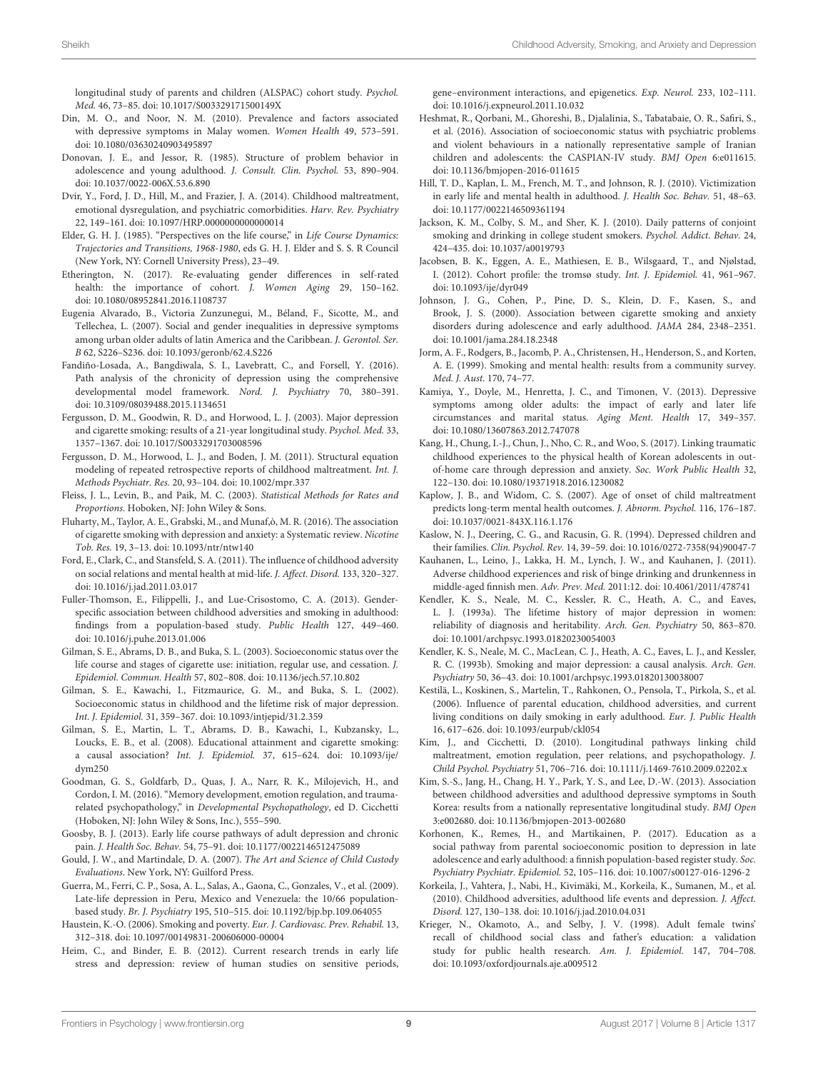longitudinal study of parents and children (ALSPAC) cohort study. *Psychol. Med.* 46, 73–85. doi: 10.1017/S003329171500149X

Din, M. O., and Noor, N. M. (2010). Prevalence and factors associated with depressive symptoms in Malay women. *Women Health* 49, 573–591. doi: 10.1080/03630240903495897

Donovan, J. E., and Jessor, R. (1985). Structure of problem behavior in adolescence and young adulthood. *J. Consult. Clin. Psychol.* 53, 890–904. doi: 10.1037/0022-006X.53.6.890

Dvir, Y., Ford, J. D., Hill, M., and Frazier, J. A. (2014). Childhood maltreatment, emotional dysregulation, and psychiatric comorbidities. *Harv. Rev. Psychiatry* 22, 149–161. doi: 10.1097/HRP.0000000000000014

Elder, G. H. J. (1985). "Perspectives on the life course," in *Life Course Dynamics: Trajectories and Transitions, 1968-1980*, eds G. H. J. Elder and S. S. R Council (New York, NY: Cornell University Press), 23–49.

Etherington, N. (2017). Re-evaluating gender differences in self-rated health: the importance of cohort. *J. Women Aging* 29, 150–162. doi: 10.1080/08952841.2016.1108737

Eugenia Alvarado, B., Victoria Zunzunegui, M., Béland, F., Sicotte, M., and Tellechea, L. (2007). Social and gender inequalities in depressive symptoms among urban older adults of latin America and the Caribbean. *J. Gerontol. Ser. B* 62, S226–S236. doi: 10.1093/geronb/62.4.S226

Fandiño-Losada, A., Bangdiwala, S. I., Lavebratt, C., and Forsell, Y. (2016). Path analysis of the chronicity of depression using the comprehensive developmental model framework. *Nord. J. Psychiatry* 70, 380–391. doi: 10.3109/08039488.2015.1134651

Fergusson, D. M., Goodwin, R. D., and Horwood, L. J. (2003). Major depression and cigarette smoking: results of a 21-year longitudinal study. *Psychol. Med.* 33, 1357–1367. doi: 10.1017/S0033291703008596

Fergusson, D. M., Horwood, L. J., and Boden, J. M. (2011). Structural equation modeling of repeated retrospective reports of childhood maltreatment. *Int. J. Methods Psychiatr. Res.* 20, 93–104. doi: 10.1002/mpr.337

Fleiss, J. L., Levin, B., and Paik, M. C. (2003). *Statistical Methods for Rates and Proportions*. Hoboken, NJ: John Wiley & Sons.

Fluharty, M., Taylor, A. E., Grabski, M., and Munaf,ò, M. R. (2016). The association of cigarette smoking with depression and anxiety: a Systematic review. *Nicotine Tob. Res.* 19, 3–13. doi: 10.1093/ntr/ntw140

Ford, E., Clark, C., and Stansfeld, S. A. (2011). The influence of childhood adversity on social relations and mental health at mid-life. *J. Affect. Disord.* 133, 320–327. doi: 10.1016/j.jad.2011.03.017

Fuller-Thomson, E., Filippelli, J., and Lue-Crisostomo, C. A. (2013). Gender-specific association between childhood adversities and smoking in adulthood: findings from a population-based study. *Public Health* 127, 449–460. doi: 10.1016/j.puhe.2013.01.006

Gilman, S. E., Abrams, D. B., and Buka, S. L. (2003). Socioeconomic status over the life course and stages of cigarette use: initiation, regular use, and cessation. *J. Epidemiol. Commun. Health* 57, 802–808. doi: 10.1136/jech.57.10.802

Gilman, S. E., Kawachi, I., Fitzmaurice, G. M., and Buka, S. L. (2002). Socioeconomic status in childhood and the lifetime risk of major depression. *Int. J. Epidemiol.* 31, 359–367. doi: 10.1093/intjepid/31.2.359

Gilman, S. E., Martin, L. T., Abrams, D. B., Kawachi, I., Kubzansky, L., Loucks, E. B., et al. (2008). Educational attainment and cigarette smoking: a causal association? *Int. J. Epidemiol.* 37, 615–624. doi: 10.1093/ije/dym250

Goodman, G. S., Goldfarb, D., Quas, J. A., Narr, R. K., Milojevich, H., and Cordon, I. M. (2016). "Memory development, emotion regulation, and trauma-related psychopathology," in *Developmental Psychopathology*, ed D. Cicchetti (Hoboken, NJ: John Wiley & Sons, Inc.), 555–590.

Goosby, B. J. (2013). Early life course pathways of adult depression and chronic pain. *J. Health Soc. Behav.* 54, 75–91. doi: 10.1177/0022146512475089

Gould, J. W., and Martindale, D. A. (2007). *The Art and Science of Child Custody Evaluations*. New York, NY: Guilford Press.

Guerra, M., Ferri, C. P., Sosa, A. L., Salas, A., Gaona, C., Gonzales, V., et al. (2009). Late-life depression in Peru, Mexico and Venezuela: the 10/66 population-based study. *Br. J. Psychiatry* 195, 510–515. doi: 10.1192/bjp.bp.109.064055

Haustein, K.-O. (2006). Smoking and poverty. *Eur. J. Cardiovasc. Prev. Rehabil.* 13, 312–318. doi: 10.1097/00149831-200606000-00004

Heim, C., and Binder, E. B. (2012). Current research trends in early life stress and depression: review of human studies on sensitive periods, gene–environment interactions, and epigenetics. *Exp. Neurol.* 233, 102–111. doi: 10.1016/j.expneurol.2011.10.032

Heshmat, R., Qorbani, M., Ghoreshi, B., Djalalinia, S., Tabatabaie, O. R., Safiri, S., et al. (2016). Association of socioeconomic status with psychiatric problems and violent behaviours in a nationally representative sample of Iranian children and adolescents: the CASPIAN-IV study. *BMJ Open* 6:e011615. doi: 10.1136/bmjopen-2016-011615

Hill, T. D., Kaplan, L. M., French, M. T., and Johnson, R. J. (2010). Victimization in early life and mental health in adulthood. *J. Health Soc. Behav.* 51, 48–63. doi: 10.1177/0022146509361194

Jackson, K. M., Colby, S. M., and Sher, K. J. (2010). Daily patterns of conjoint smoking and drinking in college student smokers. *Psychol. Addict. Behav.* 24, 424–435. doi: 10.1037/a0019793

Jacobsen, B. K., Eggen, A. E., Mathiesen, E. B., Wilsgaard, T., and Njølstad, I. (2012). Cohort profile: the tromsø study. *Int. J. Epidemiol.* 41, 961–967. doi: 10.1093/ije/dyr049

Johnson, J. G., Cohen, P., Pine, D. S., Klein, D. F., Kasen, S., and Brook, J. S. (2000). Association between cigarette smoking and anxiety disorders during adolescence and early adulthood. *JAMA* 284, 2348–2351. doi: 10.1001/jama.284.18.2348

Jorm, A. F., Rodgers, B., Jacomb, P. A., Christensen, H., Henderson, S., and Korten, A. E. (1999). Smoking and mental health: results from a community survey. *Med. J. Aust.* 170, 74–77.

Kamiya, Y., Doyle, M., Henretta, J. C., and Timonen, V. (2013). Depressive symptoms among older adults: the impact of early and later life circumstances and marital status. *Aging Ment. Health* 17, 349–357. doi: 10.1080/13607863.2012.747078

Kang, H., Chung, I.-J., Chun, J., Nho, C. R., and Woo, S. (2017). Linking traumatic childhood experiences to the physical health of Korean adolescents in out-of-home care through depression and anxiety. *Soc. Work Public Health* 32, 122–130. doi: 10.1080/19371918.2016.1230082

Kaplow, J. B., and Widom, C. S. (2007). Age of onset of child maltreatment predicts long-term mental health outcomes. *J. Abnorm. Psychol.* 116, 176–187. doi: 10.1037/0021-843X.116.1.176

Kaslow, N. J., Deering, C. G., and Racusin, G. R. (1994). Depressed children and their families. *Clin. Psychol. Rev.* 14, 39–59. doi: 10.1016/0272-7358(94)90047-7

Kauhanen, L., Leino, J., Lakka, H. M., Lynch, J. W., and Kauhanen, J. (2011). Adverse childhood experiences and risk of binge drinking and drunkenness in middle-aged finnish men. *Adv. Prev. Med.* 2011:12. doi: 10.4061/2011/478741

Kendler, K. S., Neale, M. C., Kessler, R. C., Heath, A. C., and Eaves, L. J. (1993a). The lifetime history of major depression in women: reliability of diagnosis and heritability. *Arch. Gen. Psychiatry* 50, 863–870. doi: 10.1001/archpsyc.1993.01820230054003

Kendler, K. S., Neale, M. C., MacLean, C. J., Heath, A. C., Eaves, L. J., and Kessler, R. C. (1993b). Smoking and major depression: a causal analysis. *Arch. Gen. Psychiatry* 50, 36–43. doi: 10.1001/archpsyc.1993.01820130038007

Kestilä, L., Koskinen, S., Martelin, T., Rahkonen, O., Pensola, T., Pirkola, S., et al. (2006). Influence of parental education, childhood adversities, and current living conditions on daily smoking in early adulthood. *Eur. J. Public Health* 16, 617–626. doi: 10.1093/eurpub/ckl054

Kim, J., and Cicchetti, D. (2010). Longitudinal pathways linking child maltreatment, emotion regulation, peer relations, and psychopathology. *J. Child Psychol. Psychiatry* 51, 706–716. doi: 10.1111/j.1469-7610.2009.02202.x

Kim, S.-S., Jang, H., Chang, H. Y., Park, Y. S., and Lee, D.-W. (2013). Association between childhood adversities and adulthood depressive symptoms in South Korea: results from a nationally representative longitudinal study. *BMJ Open* 3:e002680. doi: 10.1136/bmjopen-2013-002680

Korhonen, K., Remes, H., and Martikainen, P. (2017). Education as a social pathway from parental socioeconomic position to depression in late adolescence and early adulthood: a finnish population-based register study. *Soc. Psychiatry Psychiatr. Epidemiol.* 52, 105–116. doi: 10.1007/s00127-016-1296-2

Korkeila, J., Vahtera, J., Nabi, H., Kivimäki, M., Korkeila, K., Sumanen, M., et al. (2010). Childhood adversities, adulthood life events and depression. *J. Affect. Disord.* 127, 130–138. doi: 10.1016/j.jad.2010.04.031

Krieger, N., Okamoto, A., and Selby, J. V. (1998). Adult female twins' recall of childhood social class and father's education: a validation study for public health research. *Am. J. Epidemiol.* 147, 704–708. doi: 10.1093/oxfordjournals.aje.a009512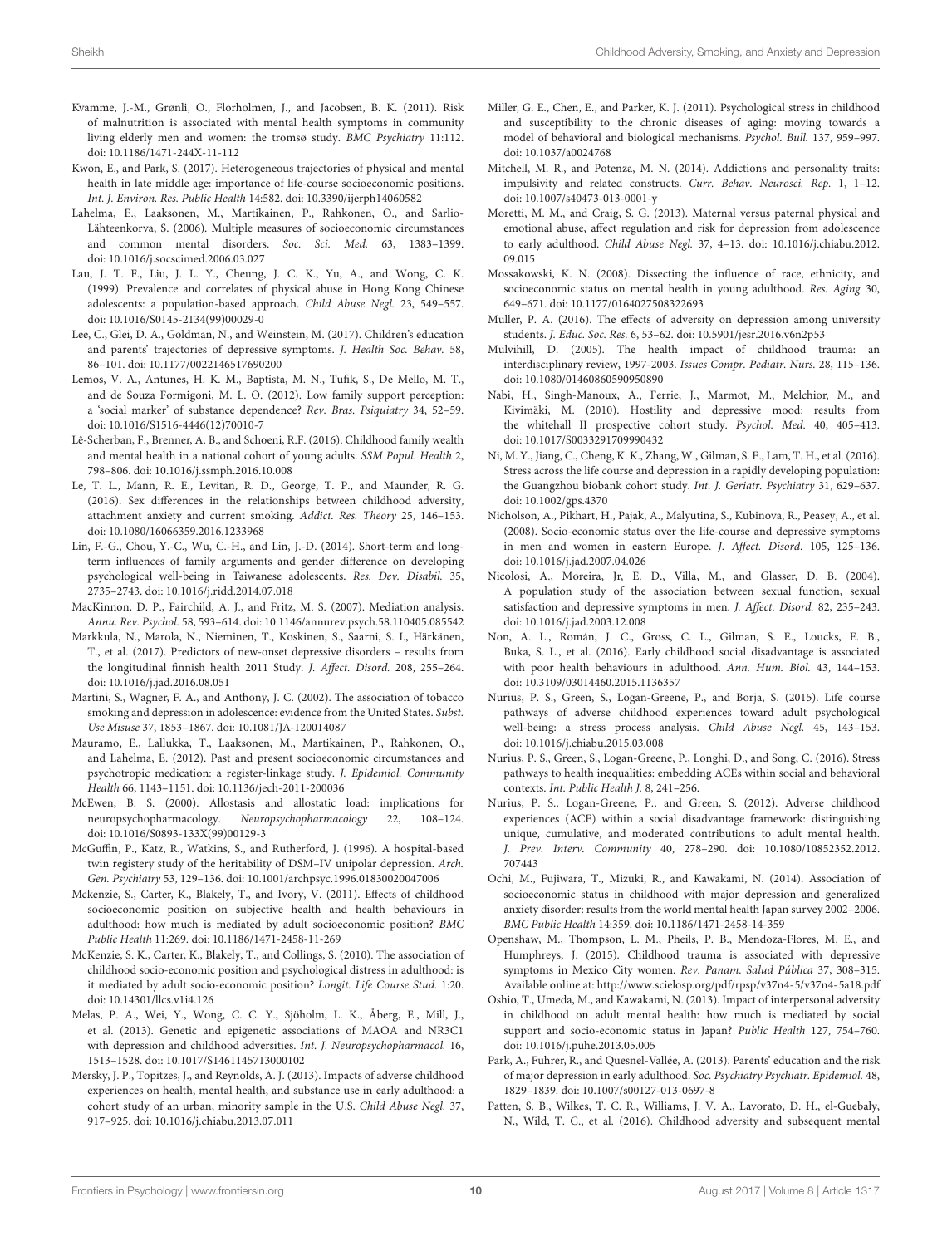Kvamme, J.-M., Grønli, O., Florholmen, J., and Jacobsen, B. K. (2011). Risk of malnutrition is associated with mental health symptoms in community living elderly men and women: the tromsø study. *BMC Psychiatry* 11:112. doi: 10.1186/1471-244X-11-112

Kwon, E., and Park, S. (2017). Heterogeneous trajectories of physical and mental health in late middle age: importance of life-course socioeconomic positions. *Int. J. Environ. Res. Public Health* 14:582. doi: 10.3390/ijerph14060582

Lahelma, E., Laaksonen, M., Martikainen, P., Rahkonen, O., and Sarlio-Lähteenkorva, S. (2006). Multiple measures of socioeconomic circumstances and common mental disorders. *Soc. Sci. Med.* 63, 1383–1399. doi: 10.1016/j.socscimed.2006.03.027

Lau, J. T. F., Liu, J. L. Y., Cheung, J. C. K., Yu, A., and Wong, C. K. (1999). Prevalence and correlates of physical abuse in Hong Kong Chinese adolescents: a population-based approach. *Child Abuse Negl.* 23, 549–557. doi: 10.1016/S0145-2134(99)00029-0

Lee, C., Glei, D. A., Goldman, N., and Weinstein, M. (2017). Children's education and parents' trajectories of depressive symptoms. *J. Health Soc. Behav.* 58, 86–101. doi: 10.1177/0022146516690200

Lemos, V. A., Antunes, H. K. M., Baptista, M. N., Tufik, S., De Mello, M. T., and de Souza Formigoni, M. L. O. (2012). Low family support perception: a 'social marker' of substance dependence? *Rev. Bras. Psiquiatry* 34, 52–59. doi: 10.1016/S1516-4446(12)70010-7

Lê-Scherban, F., Brenner, A. B., and Schoeni, R.F. (2016). Childhood family wealth and mental health in a national cohort of young adults. *SSM Popul. Health* 2, 798–806. doi: 10.1016/j.ssmph.2016.10.008

Le, T. L., Mann, R. E., Levitan, R. D., George, T. P., and Maunder, R. G. (2016). Sex differences in the relationships between childhood adversity, attachment anxiety and current smoking. *Addict. Res. Theory* 25, 146–153. doi: 10.1080/16066359.2016.1233968

Lin, F.-G., Chou, Y.-C., Wu, C.-H., and Lin, J.-D. (2014). Short-term and long-term influences of family arguments and gender difference on developing psychological well-being in Taiwanese adolescents. *Res. Dev. Disabil.* 35, 2735–2743. doi: 10.1016/j.ridd.2014.07.018

MacKinnon, D. P., Fairchild, A. J., and Fritz, M. S. (2007). Mediation analysis. *Annu. Rev. Psychol.* 58, 593–614. doi: 10.1146/annurev.psych.58.110405.085542

Markkula, N., Marola, N., Nieminen, T., Koskinen, S., Saarni, S. I., Härkänen, T., et al. (2017). Predictors of new-onset depressive disorders – results from the longitudinal finnish health 2011 Study. *J. Affect. Disord.* 208, 255–264. doi: 10.1016/j.jad.2016.08.051

Martini, S., Wagner, F. A., and Anthony, J. C. (2002). The association of tobacco smoking and depression in adolescence: evidence from the United States. *Subst. Use Misuse* 37, 1853–1867. doi: 10.1081/JA-120014087

Mauramo, E., Lallukka, T., Laaksonen, M., Martikainen, P., Rahkonen, O., and Lahelma, E. (2012). Past and present socioeconomic circumstances and psychotropic medication: a register-linkage study. *J. Epidemiol. Community Health* 66, 1143–1151. doi: 10.1136/jech-2011-200036

McEwen, B. S. (2000). Allostasis and allostatic load: implications for neuropsychopharmacology. *Neuropsychopharmacology* 22, 108–124. doi: 10.1016/S0893-133X(99)00129-3

McGuffin, P., Katz, R., Watkins, S., and Rutherford, J. (1996). A hospital-based twin registery study of the heritability of DSM–IV unipolar depression. *Arch. Gen. Psychiatry* 53, 129–136. doi: 10.1001/archpsyc.1996.01830020047006

Mckenzie, S., Carter, K., Blakely, T., and Ivory, V. (2011). Effects of childhood socioeconomic position on subjective health and health behaviours in adulthood: how much is mediated by adult socioeconomic position? *BMC Public Health* 11:269. doi: 10.1186/1471-2458-11-269

McKenzie, S. K., Carter, K., Blakely, T., and Collings, S. (2010). The association of childhood socio-economic position and psychological distress in adulthood: is it mediated by adult socio-economic position? *Longit. Life Course Stud.* 1:20. doi: 10.14301/llcs.v1i4.126

Melas, P. A., Wei, Y., Wong, C. C. Y., Sjöholm, L. K., Åberg, E., Mill, J., et al. (2013). Genetic and epigenetic associations of MAOA and NR3C1 with depression and childhood adversities. *Int. J. Neuropsychopharmacol.* 16, 1513–1528. doi: 10.1017/S1461145713000102

Mersky, J. P., Topitzes, J., and Reynolds, A. J. (2013). Impacts of adverse childhood experiences on health, mental health, and substance use in early adulthood: a cohort study of an urban, minority sample in the U.S. *Child Abuse Negl.* 37, 917–925. doi: 10.1016/j.chiabu.2013.07.011

Miller, G. E., Chen, E., and Parker, K. J. (2011). Psychological stress in childhood and susceptibility to the chronic diseases of aging: moving towards a model of behavioral and biological mechanisms. *Psychol. Bull.* 137, 959–997. doi: 10.1037/a0024768

Mitchell, M. R., and Potenza, M. N. (2014). Addictions and personality traits: impulsivity and related constructs. *Curr. Behav. Neurosci. Rep.* 1, 1–12. doi: 10.1007/s40473-013-0001-y

Moretti, M. M., and Craig, S. G. (2013). Maternal versus paternal physical and emotional abuse, affect regulation and risk for depression from adolescence to early adulthood. *Child Abuse Negl.* 37, 4–13. doi: 10.1016/j.chiabu.2012.09.015

Mossakowski, K. N. (2008). Dissecting the influence of race, ethnicity, and socioeconomic status on mental health in young adulthood. *Res. Aging* 30, 649–671. doi: 10.1177/0164027508322693

Muller, P. A. (2016). The effects of adversity on depression among university students. *J. Educ. Soc. Res.* 6, 53–62. doi: 10.5901/jesr.2016.v6n2p53

Mulvihill, D. (2005). The health impact of childhood trauma: an interdisciplinary review, 1997-2003. *Issues Compr. Pediatr. Nurs.* 28, 115–136. doi: 10.1080/01460860590950890

Nabi, H., Singh-Manoux, A., Ferrie, J., Marmot, M., Melchior, M., and Kivimäki, M. (2010). Hostility and depressive mood: results from the whitehall II prospective cohort study. *Psychol. Med.* 40, 405–413. doi: 10.1017/S0033291709990432

Ni, M. Y., Jiang, C., Cheng, K. K., Zhang, W., Gilman, S. E., Lam, T. H., et al. (2016). Stress across the life course and depression in a rapidly developing population: the Guangzhou biobank cohort study. *Int. J. Geriatr. Psychiatry* 31, 629–637. doi: 10.1002/gps.4370

Nicholson, A., Pikhart, H., Pajak, A., Malyutina, S., Kubinova, R., Peasey, A., et al. (2008). Socio-economic status over the life-course and depressive symptoms in men and women in eastern Europe. *J. Affect. Disord.* 105, 125–136. doi: 10.1016/j.jad.2007.04.026

Nicolosi, A., Moreira, Jr, E. D., Villa, M., and Glasser, D. B. (2004). A population study of the association between sexual function, sexual satisfaction and depressive symptoms in men. *J. Affect. Disord.* 82, 235–243. doi: 10.1016/j.jad.2003.12.008

Non, A. L., Román, J. C., Gross, C. L., Gilman, S. E., Loucks, E. B., Buka, S. L., et al. (2016). Early childhood social disadvantage is associated with poor health behaviours in adulthood. *Ann. Hum. Biol.* 43, 144–153. doi: 10.3109/03014460.2015.1136357

Nurius, P. S., Green, S., Logan-Greene, P., and Borja, S. (2015). Life course pathways of adverse childhood experiences toward adult psychological well-being: a stress process analysis. *Child Abuse Negl.* 45, 143–153. doi: 10.1016/j.chiabu.2015.03.008

Nurius, P. S., Green, S., Logan-Greene, P., Longhi, D., and Song, C. (2016). Stress pathways to health inequalities: embedding ACEs within social and behavioral contexts. *Int. Public Health J.* 8, 241–256.

Nurius, P. S., Logan-Greene, P., and Green, S. (2012). Adverse childhood experiences (ACE) within a social disadvantage framework: distinguishing unique, cumulative, and moderated contributions to adult mental health. *J. Prev. Interv. Community* 40, 278–290. doi: 10.1080/10852352.2012.707443

Ochi, M., Fujiwara, T., Mizuki, R., and Kawakami, N. (2014). Association of socioeconomic status in childhood with major depression and generalized anxiety disorder: results from the world mental health Japan survey 2002–2006. *BMC Public Health* 14:359. doi: 10.1186/1471-2458-14-359

Openshaw, M., Thompson, L. M., Pheils, P. B., Mendoza-Flores, M. E., and Humphreys, J. (2015). Childhood trauma is associated with depressive symptoms in Mexico City women. *Rev. Panam. Salud Pública* 37, 308–315. Available online at: http://www.scielosp.org/pdf/rpsp/v37n4-5/v37n4-5a18.pdf

Oshio, T., Umeda, M., and Kawakami, N. (2013). Impact of interpersonal adversity in childhood on adult mental health: how much is mediated by social support and socio-economic status in Japan? *Public Health* 127, 754–760. doi: 10.1016/j.puhe.2013.05.005

Park, A., Fuhrer, R., and Quesnel-Vallée, A. (2013). Parents' education and the risk of major depression in early adulthood. *Soc. Psychiatry Psychiatr. Epidemiol.* 48, 1829–1839. doi: 10.1007/s00127-013-0697-8

Patten, S. B., Wilkes, T. C. R., Williams, J. V. A., Lavorato, D. H., el-Guebaly, N., Wild, T. C., et al. (2016). Childhood adversity and subsequent mental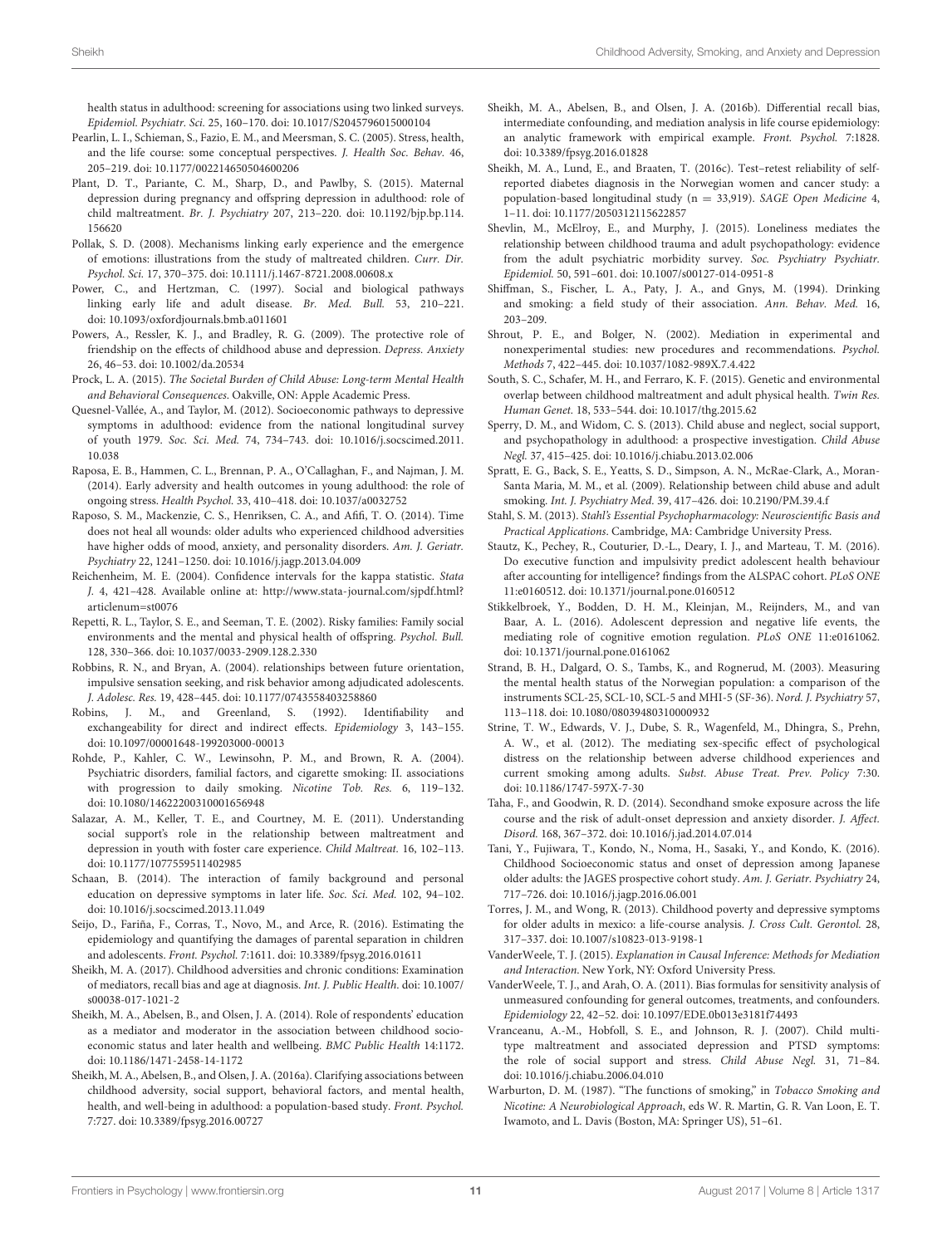health status in adulthood: screening for associations using two linked surveys. *Epidemiol. Psychiatr. Sci.* 25, 160–170. doi: 10.1017/S2045796015000104

Pearlin, L. I., Schieman, S., Fazio, E. M., and Meersman, S. C. (2005). Stress, health, and the life course: some conceptual perspectives. *J. Health Soc. Behav.* 46, 205–219. doi: 10.1177/002214650504600206

Plant, D. T., Pariante, C. M., Sharp, D., and Pawlby, S. (2015). Maternal depression during pregnancy and offspring depression in adulthood: role of child maltreatment. *Br. J. Psychiatry* 207, 213–220. doi: 10.1192/bjp.bp.114.156620

Pollak, S. D. (2008). Mechanisms linking early experience and the emergence of emotions: illustrations from the study of maltreated children. *Curr. Dir. Psychol. Sci.* 17, 370–375. doi: 10.1111/j.1467-8721.2008.00608.x

Power, C., and Hertzman, C. (1997). Social and biological pathways linking early life and adult disease. *Br. Med. Bull.* 53, 210–221. doi: 10.1093/oxfordjournals.bmb.a011601

Powers, A., Ressler, K. J., and Bradley, R. G. (2009). The protective role of friendship on the effects of childhood abuse and depression. *Depress. Anxiety* 26, 46–53. doi: 10.1002/da.20534

Prock, L. A. (2015). *The Societal Burden of Child Abuse: Long-term Mental Health and Behavioral Consequences*. Oakville, ON: Apple Academic Press.

Quesnel-Vallée, A., and Taylor, M. (2012). Socioeconomic pathways to depressive symptoms in adulthood: evidence from the national longitudinal survey of youth 1979. *Soc. Sci. Med.* 74, 734–743. doi: 10.1016/j.socscimed.2011.10.038

Raposa, E. B., Hammen, C. L., Brennan, P. A., O'Callaghan, F., and Najman, J. M. (2014). Early adversity and health outcomes in young adulthood: the role of ongoing stress. *Health Psychol.* 33, 410–418. doi: 10.1037/a0032752

Raposo, S. M., Mackenzie, C. S., Henriksen, C. A., and Afifi, T. O. (2014). Time does not heal all wounds: older adults who experienced childhood adversities have higher odds of mood, anxiety, and personality disorders. *Am. J. Geriatr. Psychiatry* 22, 1241–1250. doi: 10.1016/j.jagp.2013.04.009

Reichenheim, M. E. (2004). Confidence intervals for the kappa statistic. *Stata J.* 4, 421–428. Available online at: http://www.stata-journal.com/sjpdf.html?articlenum=st0076

Repetti, R. L., Taylor, S. E., and Seeman, T. E. (2002). Risky families: Family social environments and the mental and physical health of offspring. *Psychol. Bull.* 128, 330–366. doi: 10.1037/0033-2909.128.2.330

Robbins, R. N., and Bryan, A. (2004). relationships between future orientation, impulsive sensation seeking, and risk behavior among adjudicated adolescents. *J. Adolesc. Res.* 19, 428–445. doi: 10.1177/0743558403258860

Robins, J. M., and Greenland, S. (1992). Identifiability and exchangeability for direct and indirect effects. *Epidemiology* 3, 143–155. doi: 10.1097/00001648-199203000-00013

Rohde, P., Kahler, C. W., Lewinsohn, P. M., and Brown, R. A. (2004). Psychiatric disorders, familial factors, and cigarette smoking: II. associations with progression to daily smoking. *Nicotine Tob. Res.* 6, 119–132. doi: 10.1080/14622200310001656948

Salazar, A. M., Keller, T. E., and Courtney, M. E. (2011). Understanding social support's role in the relationship between maltreatment and depression in youth with foster care experience. *Child Maltreat.* 16, 102–113. doi: 10.1177/1077559511402985

Schaan, B. (2014). The interaction of family background and personal education on depressive symptoms in later life. *Soc. Sci. Med.* 102, 94–102. doi: 10.1016/j.socscimed.2013.11.049

Seijo, D., Fariña, F., Corras, T., Novo, M., and Arce, R. (2016). Estimating the epidemiology and quantifying the damages of parental separation in children and adolescents. *Front. Psychol.* 7:1611. doi: 10.3389/fpsyg.2016.01611

Sheikh, M. A. (2017). Childhood adversities and chronic conditions: Examination of mediators, recall bias and age at diagnosis. *Int. J. Public Health.* doi: 10.1007/s00038-017-1021-2

Sheikh, M. A., Abelsen, B., and Olsen, J. A. (2014). Role of respondents' education as a mediator and moderator in the association between childhood socio-economic status and later health and wellbeing. *BMC Public Health* 14:1172. doi: 10.1186/1471-2458-14-1172

Sheikh, M. A., Abelsen, B., and Olsen, J. A. (2016a). Clarifying associations between childhood adversity, social support, behavioral factors, and mental health, health, and well-being in adulthood: a population-based study. *Front. Psychol.* 7:727. doi: 10.3389/fpsyg.2016.00727

Sheikh, M. A., Abelsen, B., and Olsen, J. A. (2016b). Differential recall bias, intermediate confounding, and mediation analysis in life course epidemiology: an analytic framework with empirical example. *Front. Psychol.* 7:1828. doi: 10.3389/fpsyg.2016.01828

Sheikh, M. A., Lund, E., and Braaten, T. (2016c). Test–retest reliability of self-reported diabetes diagnosis in the Norwegian women and cancer study: a population-based longitudinal study (n = 33,919). *SAGE Open Medicine* 4, 1–11. doi: 10.1177/2050312115622857

Shevlin, M., McElroy, E., and Murphy, J. (2015). Loneliness mediates the relationship between childhood trauma and adult psychopathology: evidence from the adult psychiatric morbidity survey. *Soc. Psychiatry Psychiatr. Epidemiol.* 50, 591–601. doi: 10.1007/s00127-014-0951-8

Shiffman, S., Fischer, L. A., Paty, J. A., and Gnys, M. (1994). Drinking and smoking: a field study of their association. *Ann. Behav. Med.* 16, 203–209.

Shrout, P. E., and Bolger, N. (2002). Mediation in experimental and nonexperimental studies: new procedures and recommendations. *Psychol. Methods* 7, 422–445. doi: 10.1037/1082-989X.7.4.422

South, S. C., Schafer, M. H., and Ferraro, K. F. (2015). Genetic and environmental overlap between childhood maltreatment and adult physical health. *Twin Res. Human Genet.* 18, 533–544. doi: 10.1017/thg.2015.62

Sperry, D. M., and Widom, C. S. (2013). Child abuse and neglect, social support, and psychopathology in adulthood: a prospective investigation. *Child Abuse Negl.* 37, 415–425. doi: 10.1016/j.chiabu.2013.02.006

Spratt, E. G., Back, S. E., Yeatts, S. D., Simpson, A. N., McRae-Clark, A., Moran-Santa Maria, M. M., et al. (2009). Relationship between child abuse and adult smoking. *Int. J. Psychiatry Med.* 39, 417–426. doi: 10.2190/PM.39.4.f

Stahl, S. M. (2013). *Stahl's Essential Psychopharmacology: Neuroscientific Basis and Practical Applications*. Cambridge, MA: Cambridge University Press.

Stautz, K., Pechey, R., Couturier, D.-L., Deary, I. J., and Marteau, T. M. (2016). Do executive function and impulsivity predict adolescent health behaviour after accounting for intelligence? findings from the ALSPAC cohort. *PLoS ONE* 11:e0160512. doi: 10.1371/journal.pone.0160512

Stikkelbroek, Y., Bodden, D. H. M., Kleinjan, M., Reijnders, M., and van Baar, A. L. (2016). Adolescent depression and negative life events, the mediating role of cognitive emotion regulation. *PLoS ONE* 11:e0161062. doi: 10.1371/journal.pone.0161062

Strand, B. H., Dalgard, O. S., Tambs, K., and Rognerud, M. (2003). Measuring the mental health status of the Norwegian population: a comparison of the instruments SCL-25, SCL-10, SCL-5 and MHI-5 (SF-36). *Nord. J. Psychiatry* 57, 113–118. doi: 10.1080/08039480310000932

Strine, T. W., Edwards, V. J., Dube, S. R., Wagenfeld, M., Dhingra, S., Prehn, A. W., et al. (2012). The mediating sex-specific effect of psychological distress on the relationship between adverse childhood experiences and current smoking among adults. *Subst. Abuse Treat. Prev. Policy* 7:30. doi: 10.1186/1747-597X-7-30

Taha, F., and Goodwin, R. D. (2014). Secondhand smoke exposure across the life course and the risk of adult-onset depression and anxiety disorder. *J. Affect. Disord.* 168, 367–372. doi: 10.1016/j.jad.2014.07.014

Tani, Y., Fujiwara, T., Kondo, N., Noma, H., Sasaki, Y., and Kondo, K. (2016). Childhood Socioeconomic status and onset of depression among Japanese older adults: the JAGES prospective cohort study. *Am. J. Geriatr. Psychiatry* 24, 717–726. doi: 10.1016/j.jagp.2016.06.001

Torres, J. M., and Wong, R. (2013). Childhood poverty and depressive symptoms for older adults in mexico: a life-course analysis. *J. Cross Cult. Gerontol.* 28, 317–337. doi: 10.1007/s10823-013-9198-1

VanderWeele, T. J. (2015). *Explanation in Causal Inference: Methods for Mediation and Interaction*. New York, NY: Oxford University Press.

VanderWeele, T. J., and Arah, O. A. (2011). Bias formulas for sensitivity analysis of unmeasured confounding for general outcomes, treatments, and confounders. *Epidemiology* 22, 42–52. doi: 10.1097/EDE.0b013e3181f74493

Vranceanu, A.-M., Hobfoll, S. E., and Johnson, R. J. (2007). Child multi-type maltreatment and associated depression and PTSD symptoms: the role of social support and stress. *Child Abuse Negl.* 31, 71–84. doi: 10.1016/j.chiabu.2006.04.010

Warburton, D. M. (1987). "The functions of smoking," in *Tobacco Smoking and Nicotine: A Neurobiological Approach*, eds W. R. Martin, G. R. Van Loon, E. T. Iwamoto, and L. Davis (Boston, MA: Springer US), 51–61.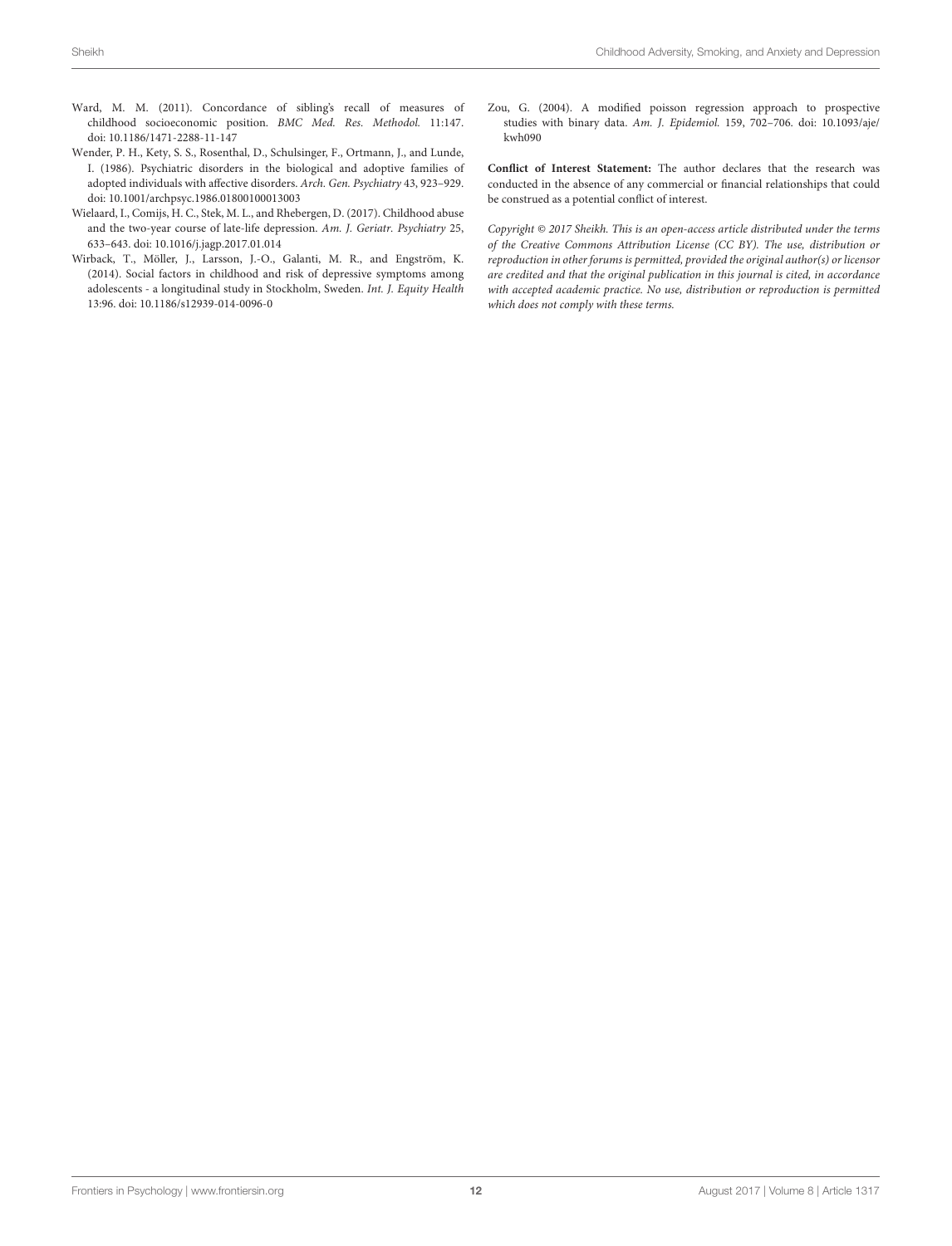Ward, M. M. (2011). Concordance of sibling's recall of measures of childhood socioeconomic position. *BMC Med. Res. Methodol.* 11:147. doi: 10.1186/1471-2288-11-147

Wender, P. H., Kety, S. S., Rosenthal, D., Schulsinger, F., Ortmann, J., and Lunde, I. (1986). Psychiatric disorders in the biological and adoptive families of adopted individuals with affective disorders. *Arch. Gen. Psychiatry* 43, 923–929. doi: 10.1001/archpsyc.1986.01800100013003

Wielaard, I., Comijs, H. C., Stek, M. L., and Rhebergen, D. (2017). Childhood abuse and the two-year course of late-life depression. *Am. J. Geriatr. Psychiatry* 25, 633–643. doi: 10.1016/j.jagp.2017.01.014

Wirback, T., Möller, J., Larsson, J.-O., Galanti, M. R., and Engström, K. (2014). Social factors in childhood and risk of depressive symptoms among adolescents - a longitudinal study in Stockholm, Sweden. *Int. J. Equity Health* 13:96. doi: 10.1186/s12939-014-0096-0

Zou, G. (2004). A modified poisson regression approach to prospective studies with binary data. *Am. J. Epidemiol.* 159, 702–706. doi: 10.1093/aje/kwh090

**Conflict of Interest Statement:** The author declares that the research was conducted in the absence of any commercial or financial relationships that could be construed as a potential conflict of interest.

*Copyright © 2017 Sheikh. This is an open-access article distributed under the terms of the Creative Commons Attribution License (CC BY). The use, distribution or reproduction in other forums is permitted, provided the original author(s) or licensor are credited and that the original publication in this journal is cited, in accordance with accepted academic practice. No use, distribution or reproduction is permitted which does not comply with these terms.*